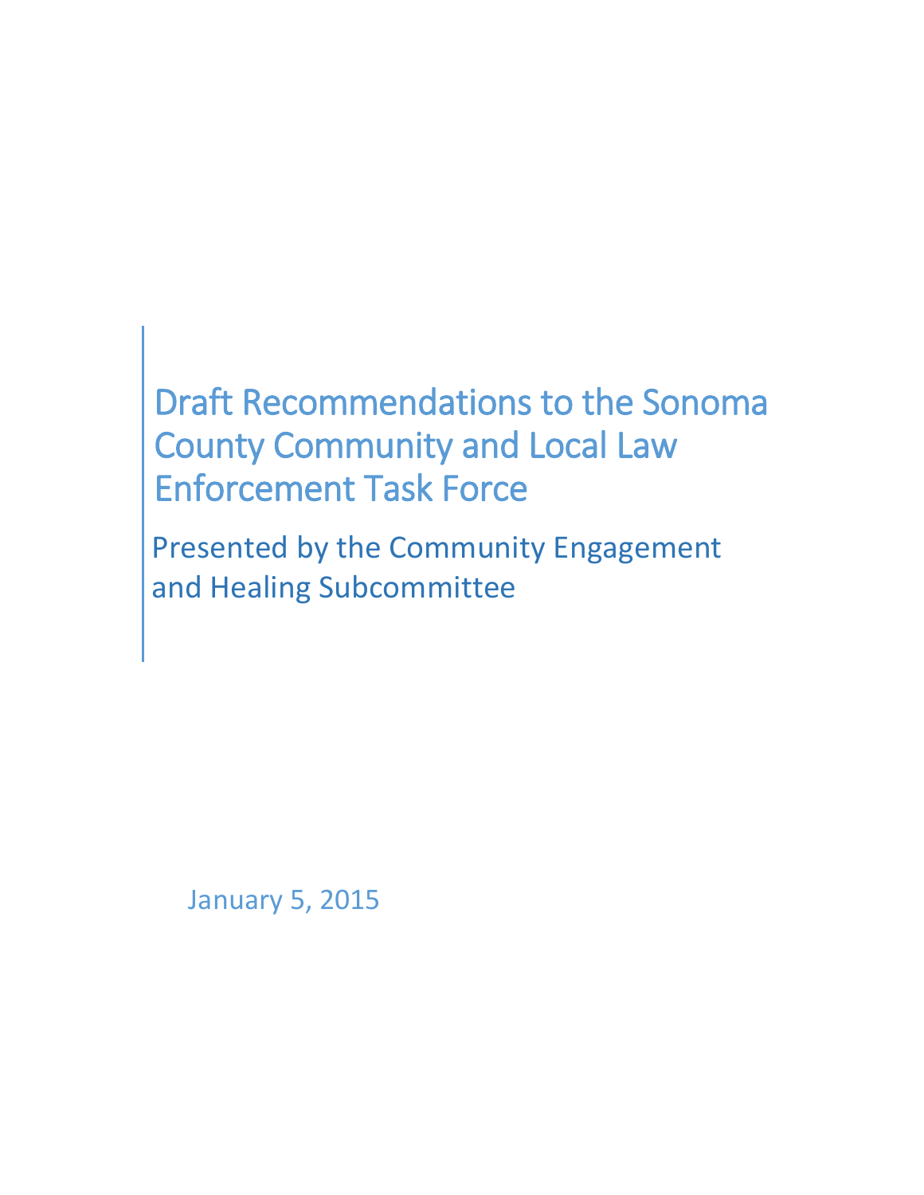# Draft Recommendations to the Sonoma County Community and Local Law Enforcement Task Force

## Presented by the Community Engagement and Healing Subcommittee

January 5, 2015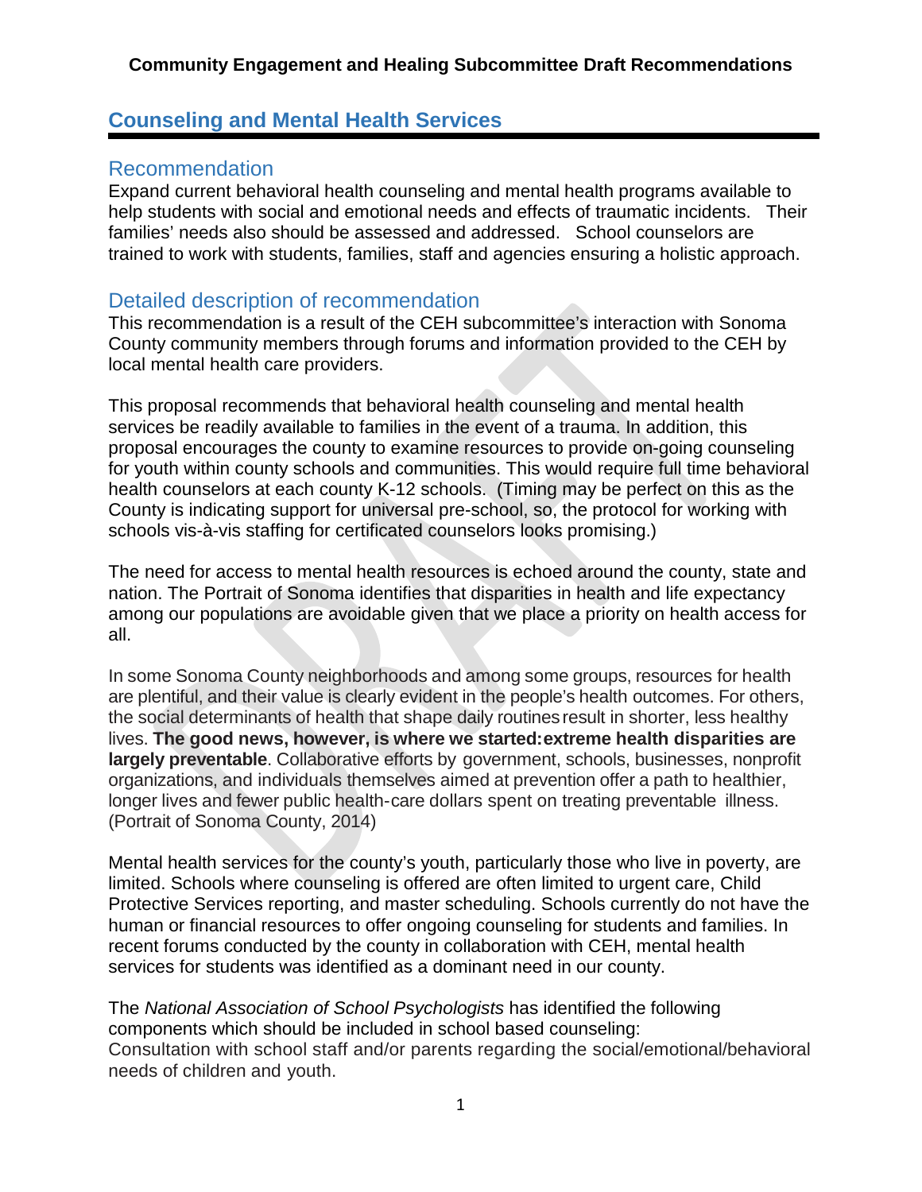**Community Engagement and Healing Subcommittee Draft Recommendations**

## Counseling and Mental Health Services

### Recommendation

Expand current behavioral health counseling and mental health programs available to help students with social and emotional needs and effects of traumatic incidents. Their families' needs also should be assessed and addressed. School counselors are trained to work with students, families, staff and agencies ensuring a holistic approach.

### Detailed description of recommendation

This recommendation is a result of the CEH subcommittee's interaction with Sonoma County community members through forums and information provided to the CEH by local mental health care providers.

This proposal recommends that behavioral health counseling and mental health services be readily available to families in the event of a trauma. In addition, this proposal encourages the county to examine resources to provide on-going counseling for youth within county schools and communities. This would require full time behavioral health counselors at each county K-12 schools. (Timing may be perfect on this as the County is indicating support for universal pre-school, so, the protocol for working with schools vis-à-vis staffing for certificated counselors looks promising.)

The need for access to mental health resources is echoed around the county, state and nation. The Portrait of Sonoma identifies that disparities in health and life expectancy among our populations are avoidable given that we place a priority on health access for all.

In some Sonoma County neighborhoods and among some groups, resources for health are plentiful, and their value is clearly evident in the people's health outcomes. For others, the social determinants of health that shape daily routines result in shorter, less healthy lives. **The good news, however, is where we started: extreme health disparities are largely preventable**. Collaborative efforts by government, schools, businesses, nonprofit organizations, and individuals themselves aimed at prevention offer a path to healthier, longer lives and fewer public health-care dollars spent on treating preventable illness. (Portrait of Sonoma County, 2014)

Mental health services for the county's youth, particularly those who live in poverty, are limited. Schools where counseling is offered are often limited to urgent care, Child Protective Services reporting, and master scheduling. Schools currently do not have the human or financial resources to offer ongoing counseling for students and families. In recent forums conducted by the county in collaboration with CEH, mental health services for students was identified as a dominant need in our county.

The *National Association of School Psychologists* has identified the following components which should be included in school based counseling:

Consultation with school staff and/or parents regarding the social/emotional/behavioral needs of children and youth.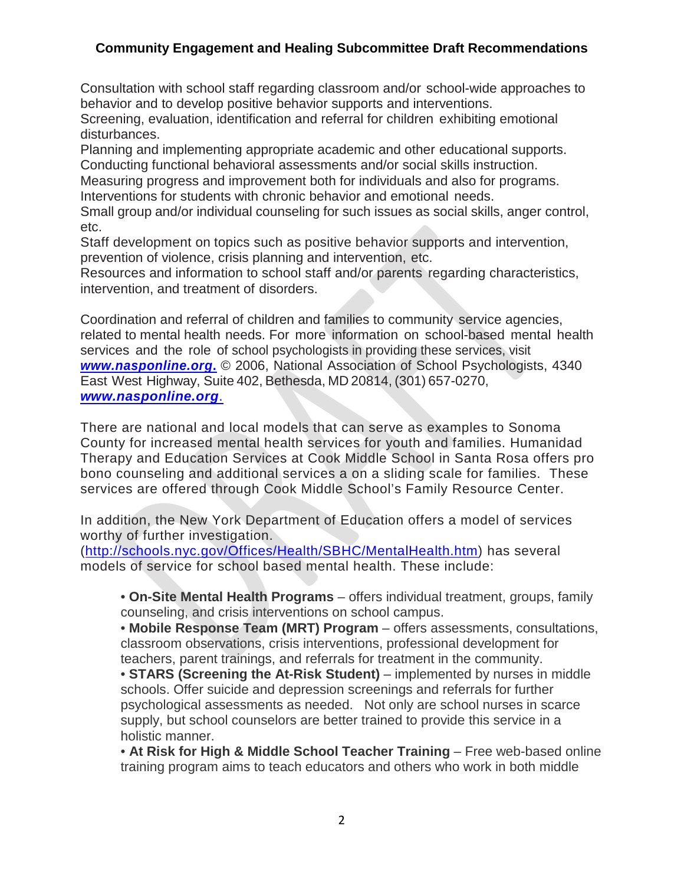Consultation with school staff regarding classroom and/or school-wide approaches to behavior and to develop positive behavior supports and interventions.
Screening, evaluation, identification and referral for children exhibiting emotional disturbances.
Planning and implementing appropriate academic and other educational supports.
Conducting functional behavioral assessments and/or social skills instruction.
Measuring progress and improvement both for individuals and also for programs.
Interventions for students with chronic behavior and emotional needs.
Small group and/or individual counseling for such issues as social skills, anger control, etc.
Staff development on topics such as positive behavior supports and intervention, prevention of violence, crisis planning and intervention, etc.
Resources and information to school staff and/or parents regarding characteristics, intervention, and treatment of disorders.

Coordination and referral of children and families to community service agencies, related to mental health needs. For more information on school-based mental health services and the role of school psychologists in providing these services, visit ***www.nasponline.org.*** © 2006, National Association of School Psychologists, 4340 East West Highway, Suite 402, Bethesda, MD 20814, (301) 657-0270, ***www.nasponline.org***.

There are national and local models that can serve as examples to Sonoma County for increased mental health services for youth and families. Humanidad Therapy and Education Services at Cook Middle School in Santa Rosa offers pro bono counseling and additional services a on a sliding scale for families. These services are offered through Cook Middle School's Family Resource Center.

In addition, the New York Department of Education offers a model of services worthy of further investigation. (http://schools.nyc.gov/Offices/Health/SBHC/MentalHealth.htm) has several models of service for school based mental health. These include:

- **On-Site Mental Health Programs** – offers individual treatment, groups, family counseling, and crisis interventions on school campus.
- **Mobile Response Team (MRT) Program** – offers assessments, consultations, classroom observations, crisis interventions, professional development for teachers, parent trainings, and referrals for treatment in the community.
- **STARS (Screening the At-Risk Student)** – implemented by nurses in middle schools. Offer suicide and depression screenings and referrals for further psychological assessments as needed. Not only are school nurses in scarce supply, but school counselors are better trained to provide this service in a holistic manner.
- **At Risk for High & Middle School Teacher Training** – Free web-based online training program aims to teach educators and others who work in both middle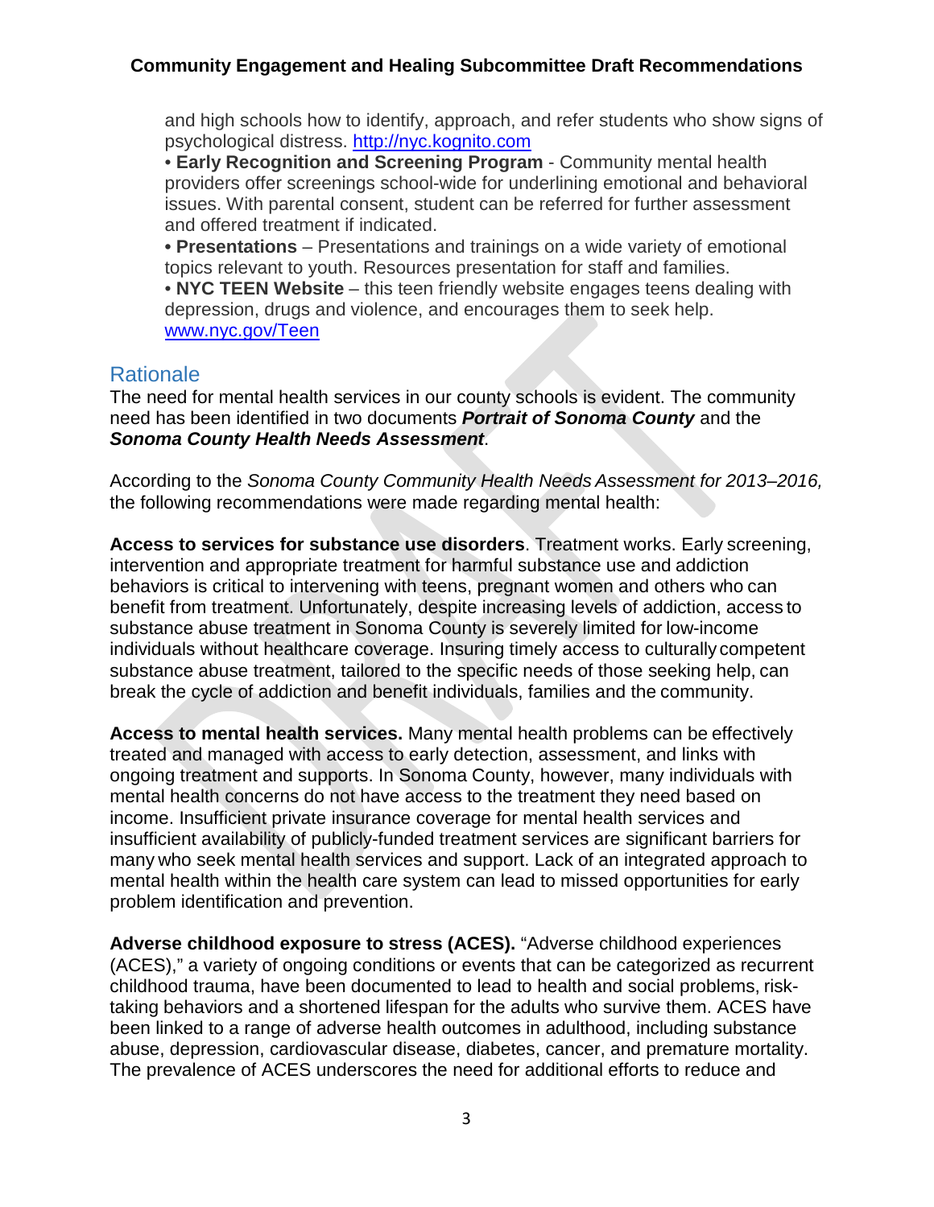and high schools how to identify, approach, and refer students who show signs of psychological distress. [http://nyc.kognito.com](http://nyc.kognito.com)

- **Early Recognition and Screening Program** - Community mental health providers offer screenings school-wide for underlining emotional and behavioral issues. With parental consent, student can be referred for further assessment and offered treatment if indicated.
- **Presentations** – Presentations and trainings on a wide variety of emotional topics relevant to youth. Resources presentation for staff and families.
- **NYC TEEN Website** – this teen friendly website engages teens dealing with depression, drugs and violence, and encourages them to seek help. [www.nyc.gov/Teen](http://www.nyc.gov/Teen)

## Rationale

The need for mental health services in our county schools is evident. The community need has been identified in two documents ***Portrait of Sonoma County*** and the ***Sonoma County Health Needs Assessment***.

According to the *Sonoma County Community Health Needs Assessment for 2013–2016,* the following recommendations were made regarding mental health:

**Access to services for substance use disorders**. Treatment works. Early screening, intervention and appropriate treatment for harmful substance use and addiction behaviors is critical to intervening with teens, pregnant women and others who can benefit from treatment. Unfortunately, despite increasing levels of addiction, access to substance abuse treatment in Sonoma County is severely limited for low-income individuals without healthcare coverage. Insuring timely access to culturally competent substance abuse treatment, tailored to the specific needs of those seeking help, can break the cycle of addiction and benefit individuals, families and the community.

**Access to mental health services.** Many mental health problems can be effectively treated and managed with access to early detection, assessment, and links with ongoing treatment and supports. In Sonoma County, however, many individuals with mental health concerns do not have access to the treatment they need based on income. Insufficient private insurance coverage for mental health services and insufficient availability of publicly-funded treatment services are significant barriers for many who seek mental health services and support. Lack of an integrated approach to mental health within the health care system can lead to missed opportunities for early problem identification and prevention.

**Adverse childhood exposure to stress (ACES).** "Adverse childhood experiences (ACES)," a variety of ongoing conditions or events that can be categorized as recurrent childhood trauma, have been documented to lead to health and social problems, risk-taking behaviors and a shortened lifespan for the adults who survive them. ACES have been linked to a range of adverse health outcomes in adulthood, including substance abuse, depression, cardiovascular disease, diabetes, cancer, and premature mortality. The prevalence of ACES underscores the need for additional efforts to reduce and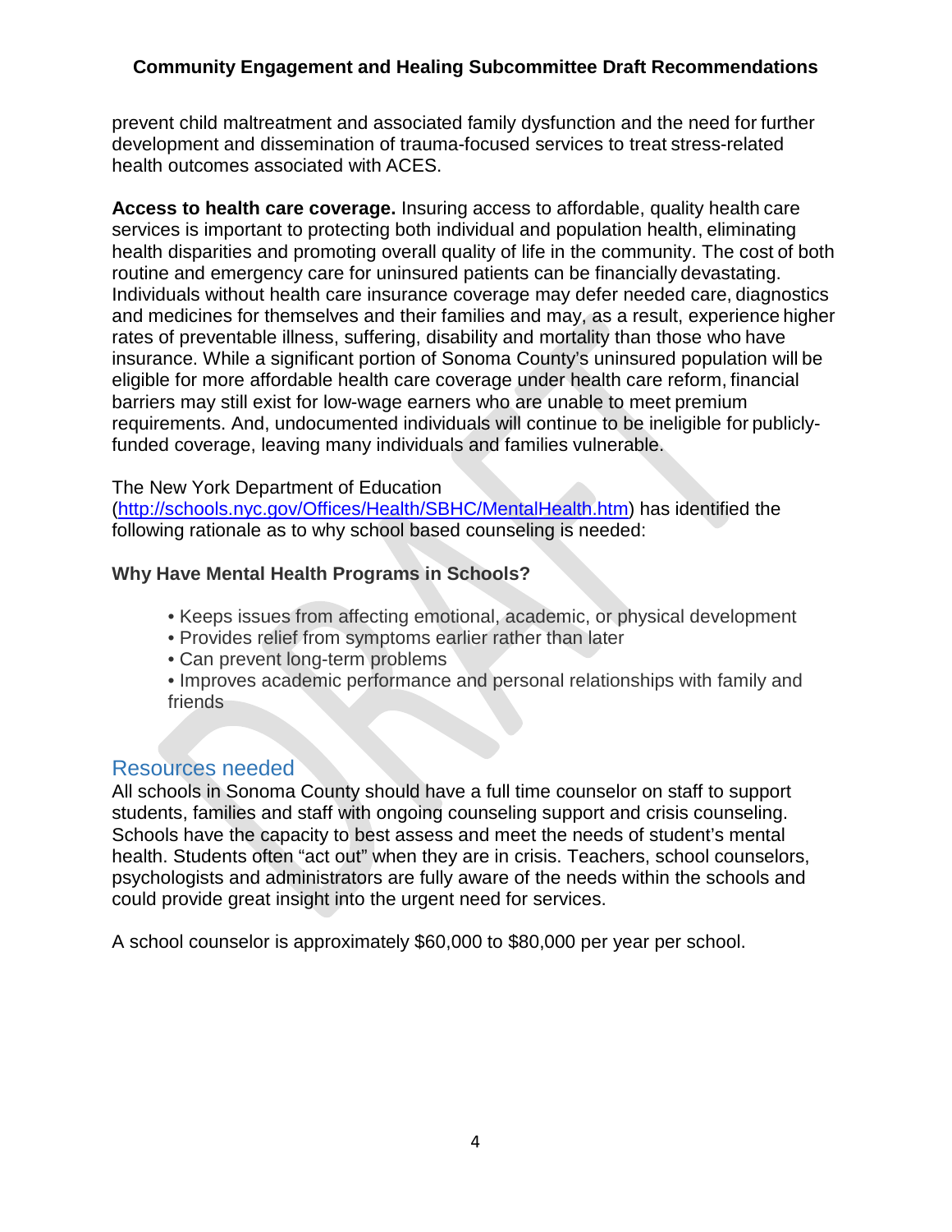prevent child maltreatment and associated family dysfunction and the need for further development and dissemination of trauma-focused services to treat stress-related health outcomes associated with ACES.

**Access to health care coverage.** Insuring access to affordable, quality health care services is important to protecting both individual and population health, eliminating health disparities and promoting overall quality of life in the community. The cost of both routine and emergency care for uninsured patients can be financially devastating. Individuals without health care insurance coverage may defer needed care, diagnostics and medicines for themselves and their families and may, as a result, experience higher rates of preventable illness, suffering, disability and mortality than those who have insurance. While a significant portion of Sonoma County's uninsured population will be eligible for more affordable health care coverage under health care reform, financial barriers may still exist for low-wage earners who are unable to meet premium requirements. And, undocumented individuals will continue to be ineligible for publicly-funded coverage, leaving many individuals and families vulnerable.

The New York Department of Education (http://schools.nyc.gov/Offices/Health/SBHC/MentalHealth.htm) has identified the following rationale as to why school based counseling is needed:

**Why Have Mental Health Programs in Schools?**

- Keeps issues from affecting emotional, academic, or physical development
- Provides relief from symptoms earlier rather than later
- Can prevent long-term problems
- Improves academic performance and personal relationships with family and friends

## Resources needed

All schools in Sonoma County should have a full time counselor on staff to support students, families and staff with ongoing counseling support and crisis counseling. Schools have the capacity to best assess and meet the needs of student's mental health. Students often "act out" when they are in crisis. Teachers, school counselors, psychologists and administrators are fully aware of the needs within the schools and could provide great insight into the urgent need for services.

A school counselor is approximately $60,000 to $80,000 per year per school.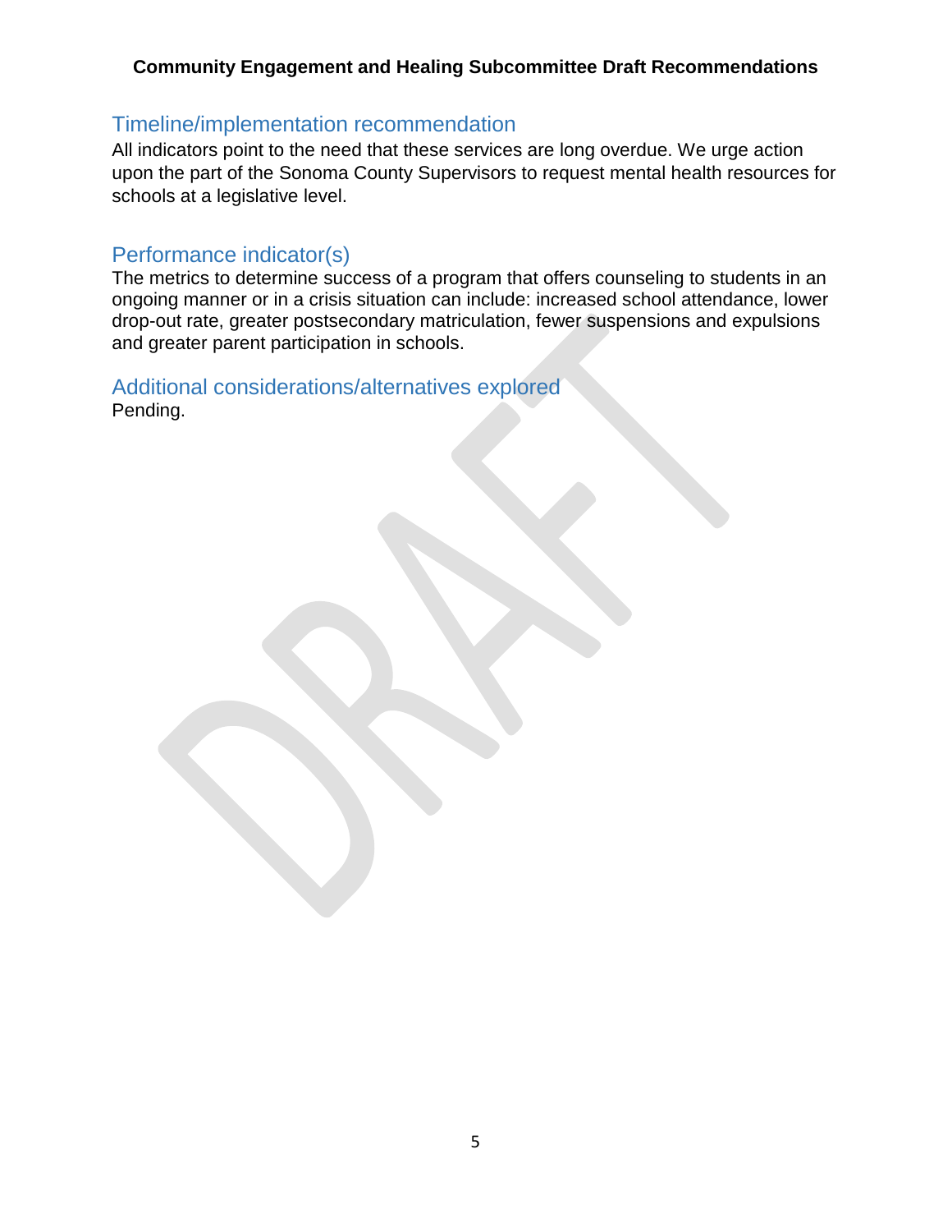## Timeline/implementation recommendation

All indicators point to the need that these services are long overdue. We urge action upon the part of the Sonoma County Supervisors to request mental health resources for schools at a legislative level.

## Performance indicator(s)

The metrics to determine success of a program that offers counseling to students in an ongoing manner or in a crisis situation can include: increased school attendance, lower drop-out rate, greater postsecondary matriculation, fewer suspensions and expulsions and greater parent participation in schools.

## Additional considerations/alternatives explored

Pending.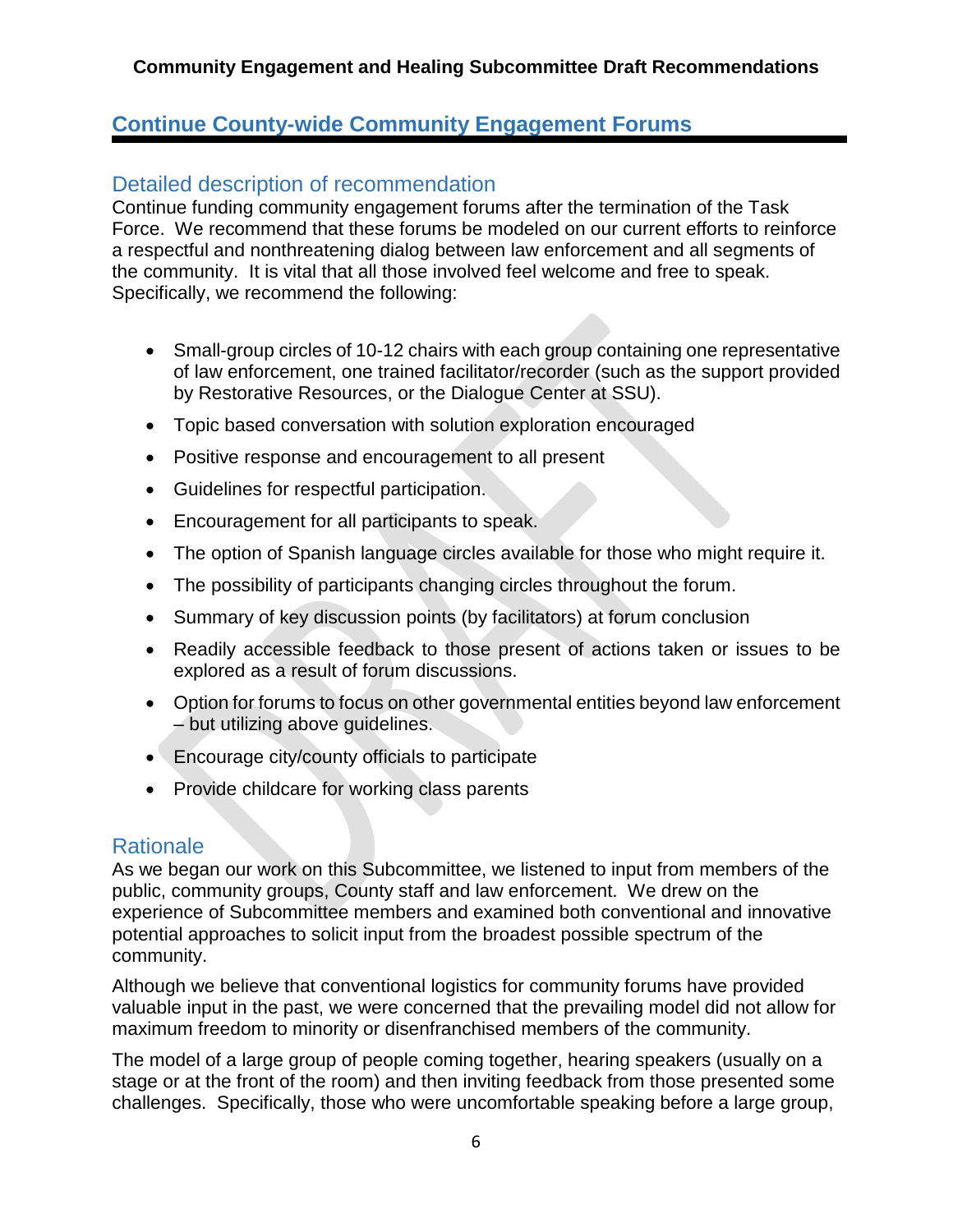**Community Engagement and Healing Subcommittee Draft Recommendations**

## Continue County-wide Community Engagement Forums

### Detailed description of recommendation

Continue funding community engagement forums after the termination of the Task Force. We recommend that these forums be modeled on our current efforts to reinforce a respectful and nonthreatening dialog between law enforcement and all segments of the community. It is vital that all those involved feel welcome and free to speak. Specifically, we recommend the following:

- Small-group circles of 10-12 chairs with each group containing one representative of law enforcement, one trained facilitator/recorder (such as the support provided by Restorative Resources, or the Dialogue Center at SSU).
- Topic based conversation with solution exploration encouraged
- Positive response and encouragement to all present
- Guidelines for respectful participation.
- Encouragement for all participants to speak.
- The option of Spanish language circles available for those who might require it.
- The possibility of participants changing circles throughout the forum.
- Summary of key discussion points (by facilitators) at forum conclusion
- Readily accessible feedback to those present of actions taken or issues to be explored as a result of forum discussions.
- Option for forums to focus on other governmental entities beyond law enforcement – but utilizing above guidelines.
- Encourage city/county officials to participate
- Provide childcare for working class parents

### Rationale

As we began our work on this Subcommittee, we listened to input from members of the public, community groups, County staff and law enforcement. We drew on the experience of Subcommittee members and examined both conventional and innovative potential approaches to solicit input from the broadest possible spectrum of the community.

Although we believe that conventional logistics for community forums have provided valuable input in the past, we were concerned that the prevailing model did not allow for maximum freedom to minority or disenfranchised members of the community.

The model of a large group of people coming together, hearing speakers (usually on a stage or at the front of the room) and then inviting feedback from those presented some challenges. Specifically, those who were uncomfortable speaking before a large group,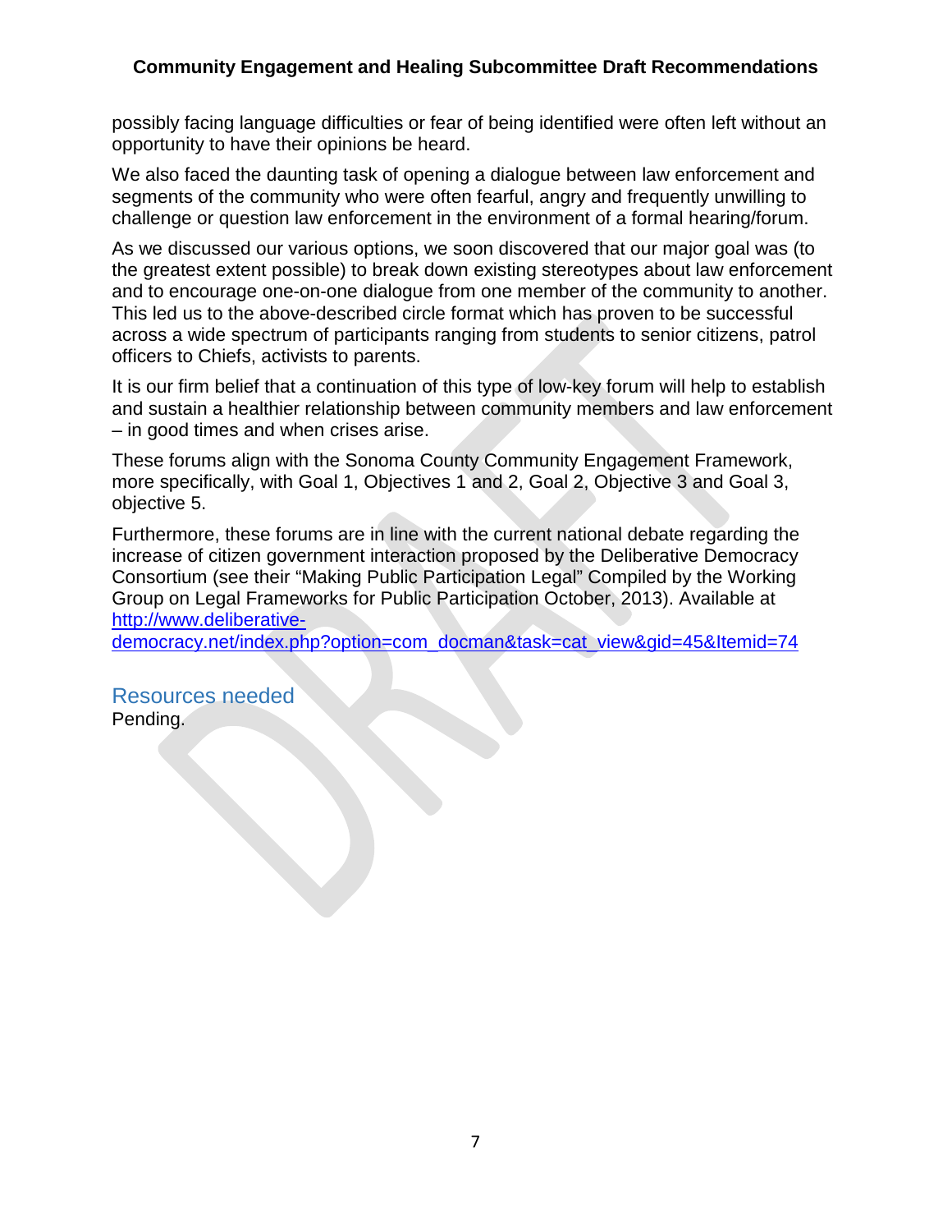possibly facing language difficulties or fear of being identified were often left without an opportunity to have their opinions be heard.

We also faced the daunting task of opening a dialogue between law enforcement and segments of the community who were often fearful, angry and frequently unwilling to challenge or question law enforcement in the environment of a formal hearing/forum.

As we discussed our various options, we soon discovered that our major goal was (to the greatest extent possible) to break down existing stereotypes about law enforcement and to encourage one-on-one dialogue from one member of the community to another. This led us to the above-described circle format which has proven to be successful across a wide spectrum of participants ranging from students to senior citizens, patrol officers to Chiefs, activists to parents.

It is our firm belief that a continuation of this type of low-key forum will help to establish and sustain a healthier relationship between community members and law enforcement – in good times and when crises arise.

These forums align with the Sonoma County Community Engagement Framework, more specifically, with Goal 1, Objectives 1 and 2, Goal 2, Objective 3 and Goal 3, objective 5.

Furthermore, these forums are in line with the current national debate regarding the increase of citizen government interaction proposed by the Deliberative Democracy Consortium (see their "Making Public Participation Legal" Compiled by the Working Group on Legal Frameworks for Public Participation October, 2013). Available at [http://www.deliberative-democracy.net/index.php?option=com_docman&task=cat_view&gid=45&Itemid=74](http://www.deliberative-democracy.net/index.php?option=com_docman&task=cat_view&gid=45&Itemid=74)

## Resources needed

Pending.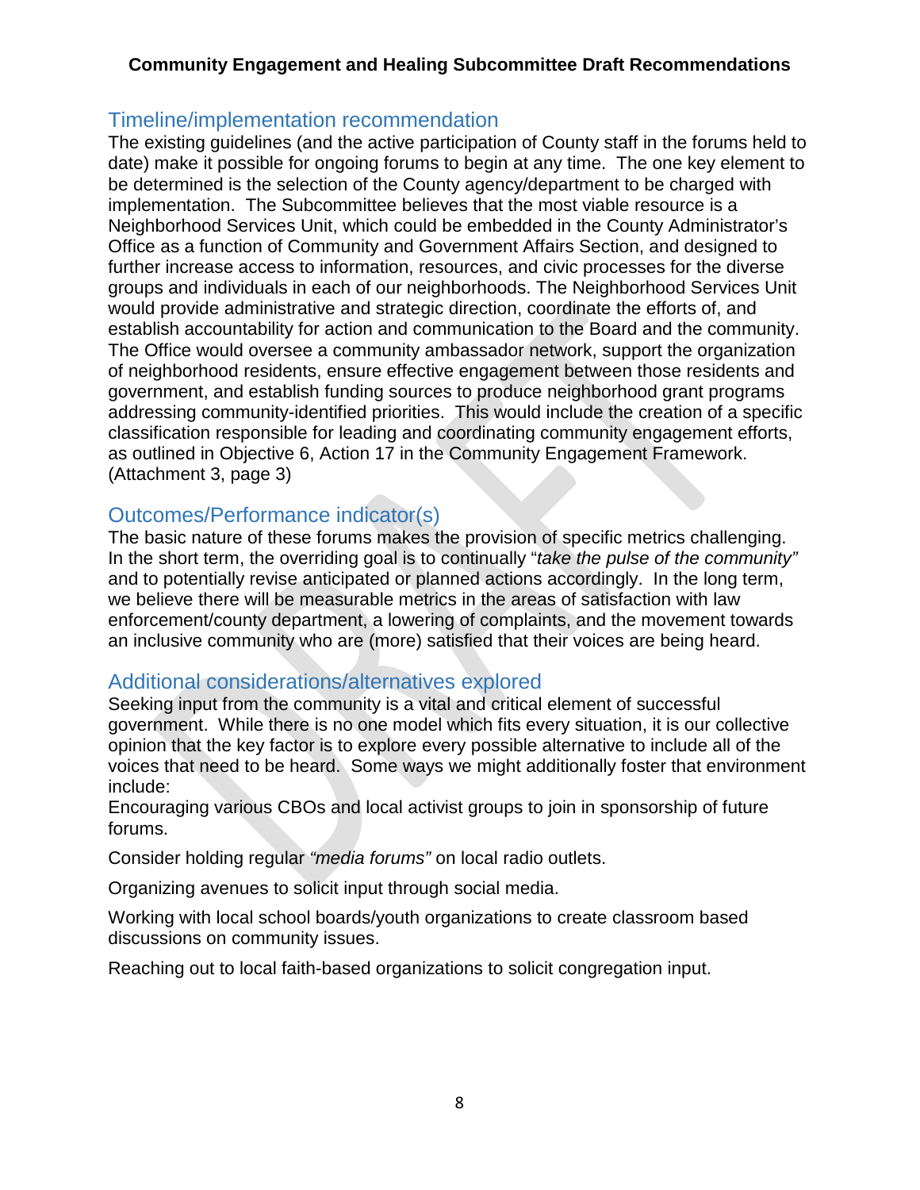## Timeline/implementation recommendation

The existing guidelines (and the active participation of County staff in the forums held to date) make it possible for ongoing forums to begin at any time. The one key element to be determined is the selection of the County agency/department to be charged with implementation. The Subcommittee believes that the most viable resource is a Neighborhood Services Unit, which could be embedded in the County Administrator's Office as a function of Community and Government Affairs Section, and designed to further increase access to information, resources, and civic processes for the diverse groups and individuals in each of our neighborhoods. The Neighborhood Services Unit would provide administrative and strategic direction, coordinate the efforts of, and establish accountability for action and communication to the Board and the community. The Office would oversee a community ambassador network, support the organization of neighborhood residents, ensure effective engagement between those residents and government, and establish funding sources to produce neighborhood grant programs addressing community-identified priorities. This would include the creation of a specific classification responsible for leading and coordinating community engagement efforts, as outlined in Objective 6, Action 17 in the Community Engagement Framework. (Attachment 3, page 3)

## Outcomes/Performance indicator(s)

The basic nature of these forums makes the provision of specific metrics challenging. In the short term, the overriding goal is to continually "*take the pulse of the community"* and to potentially revise anticipated or planned actions accordingly. In the long term, we believe there will be measurable metrics in the areas of satisfaction with law enforcement/county department, a lowering of complaints, and the movement towards an inclusive community who are (more) satisfied that their voices are being heard.

## Additional considerations/alternatives explored

Seeking input from the community is a vital and critical element of successful government. While there is no one model which fits every situation, it is our collective opinion that the key factor is to explore every possible alternative to include all of the voices that need to be heard. Some ways we might additionally foster that environment include:

Encouraging various CBOs and local activist groups to join in sponsorship of future forums.

Consider holding regular *"media forums"* on local radio outlets.

Organizing avenues to solicit input through social media.

Working with local school boards/youth organizations to create classroom based discussions on community issues.

Reaching out to local faith-based organizations to solicit congregation input.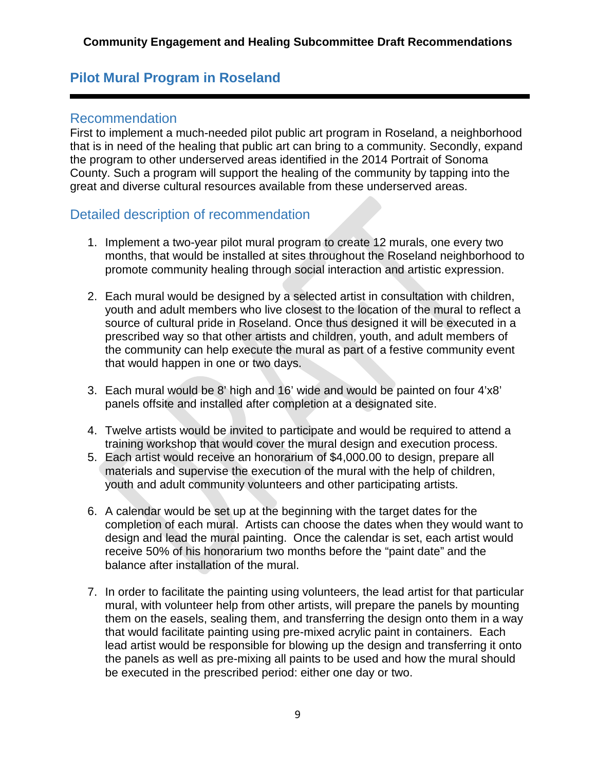## Pilot Mural Program in Roseland

### Recommendation

First to implement a much-needed pilot public art program in Roseland, a neighborhood that is in need of the healing that public art can bring to a community. Secondly, expand the program to other underserved areas identified in the 2014 Portrait of Sonoma County. Such a program will support the healing of the community by tapping into the great and diverse cultural resources available from these underserved areas.

### Detailed description of recommendation

1. Implement a two-year pilot mural program to create 12 murals, one every two months, that would be installed at sites throughout the Roseland neighborhood to promote community healing through social interaction and artistic expression.

2. Each mural would be designed by a selected artist in consultation with children, youth and adult members who live closest to the location of the mural to reflect a source of cultural pride in Roseland. Once thus designed it will be executed in a prescribed way so that other artists and children, youth, and adult members of the community can help execute the mural as part of a festive community event that would happen in one or two days.

3. Each mural would be 8' high and 16' wide and would be painted on four 4'x8' panels offsite and installed after completion at a designated site.

4. Twelve artists would be invited to participate and would be required to attend a training workshop that would cover the mural design and execution process.
5. Each artist would receive an honorarium of $4,000.00 to design, prepare all materials and supervise the execution of the mural with the help of children, youth and adult community volunteers and other participating artists.

6. A calendar would be set up at the beginning with the target dates for the completion of each mural. Artists can choose the dates when they would want to design and lead the mural painting. Once the calendar is set, each artist would receive 50% of his honorarium two months before the "paint date" and the balance after installation of the mural.

7. In order to facilitate the painting using volunteers, the lead artist for that particular mural, with volunteer help from other artists, will prepare the panels by mounting them on the easels, sealing them, and transferring the design onto them in a way that would facilitate painting using pre-mixed acrylic paint in containers. Each lead artist would be responsible for blowing up the design and transferring it onto the panels as well as pre-mixing all paints to be used and how the mural should be executed in the prescribed period: either one day or two.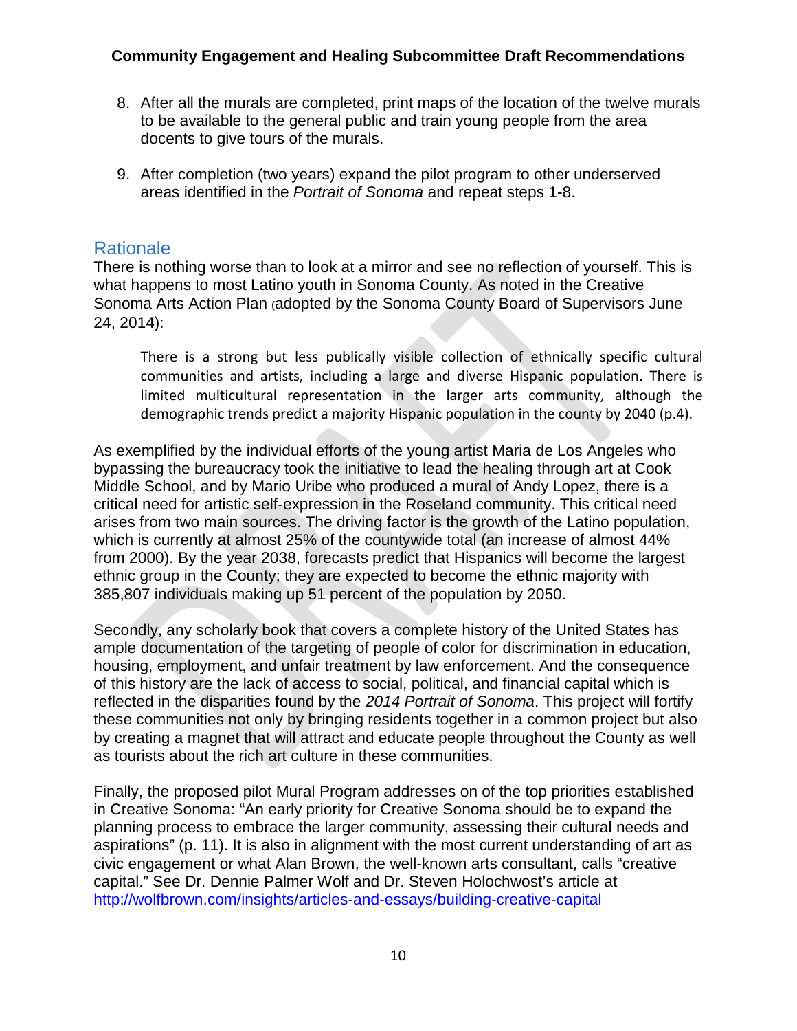8. After all the murals are completed, print maps of the location of the twelve murals to be available to the general public and train young people from the area docents to give tours of the murals.

9. After completion (two years) expand the pilot program to other underserved areas identified in the *Portrait of Sonoma* and repeat steps 1-8.

## Rationale

There is nothing worse than to look at a mirror and see no reflection of yourself. This is what happens to most Latino youth in Sonoma County. As noted in the Creative Sonoma Arts Action Plan (adopted by the Sonoma County Board of Supervisors June 24, 2014):

> There is a strong but less publically visible collection of ethnically specific cultural communities and artists, including a large and diverse Hispanic population. There is limited multicultural representation in the larger arts community, although the demographic trends predict a majority Hispanic population in the county by 2040 (p.4).

As exemplified by the individual efforts of the young artist Maria de Los Angeles who bypassing the bureaucracy took the initiative to lead the healing through art at Cook Middle School, and by Mario Uribe who produced a mural of Andy Lopez, there is a critical need for artistic self-expression in the Roseland community. This critical need arises from two main sources. The driving factor is the growth of the Latino population, which is currently at almost 25% of the countywide total (an increase of almost 44% from 2000). By the year 2038, forecasts predict that Hispanics will become the largest ethnic group in the County; they are expected to become the ethnic majority with 385,807 individuals making up 51 percent of the population by 2050.

Secondly, any scholarly book that covers a complete history of the United States has ample documentation of the targeting of people of color for discrimination in education, housing, employment, and unfair treatment by law enforcement. And the consequence of this history are the lack of access to social, political, and financial capital which is reflected in the disparities found by the *2014 Portrait of Sonoma*. This project will fortify these communities not only by bringing residents together in a common project but also by creating a magnet that will attract and educate people throughout the County as well as tourists about the rich art culture in these communities.

Finally, the proposed pilot Mural Program addresses on of the top priorities established in Creative Sonoma: "An early priority for Creative Sonoma should be to expand the planning process to embrace the larger community, assessing their cultural needs and aspirations" (p. 11). It is also in alignment with the most current understanding of art as civic engagement or what Alan Brown, the well-known arts consultant, calls "creative capital." See Dr. Dennie Palmer Wolf and Dr. Steven Holochwost's article at http://wolfbrown.com/insights/articles-and-essays/building-creative-capital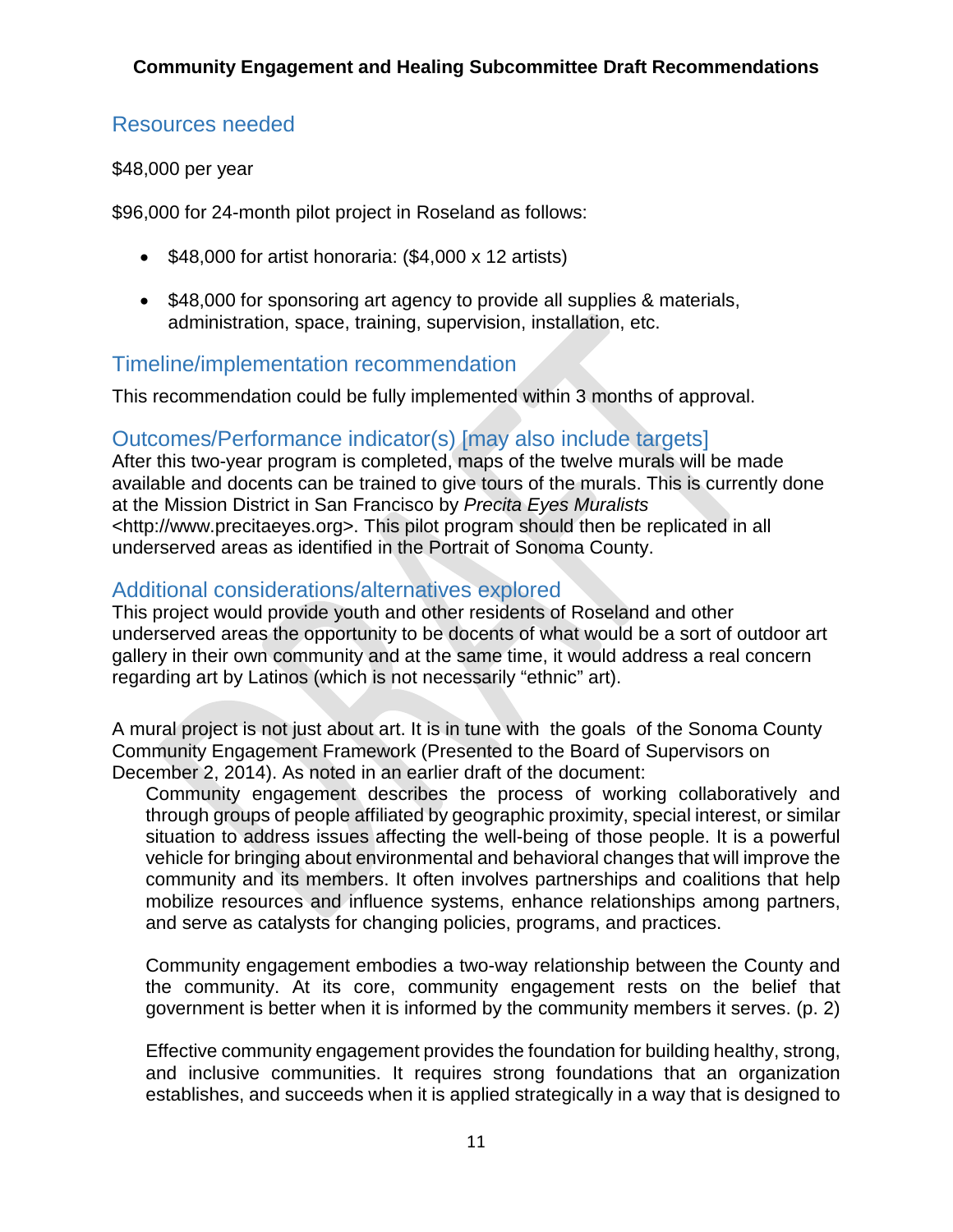## Resources needed

$48,000 per year

$96,000 for 24-month pilot project in Roseland as follows:

- $48,000 for artist honoraria: ($4,000 x 12 artists)
- $48,000 for sponsoring art agency to provide all supplies & materials, administration, space, training, supervision, installation, etc.

## Timeline/implementation recommendation

This recommendation could be fully implemented within 3 months of approval.

## Outcomes/Performance indicator(s) [may also include targets]

After this two-year program is completed, maps of the twelve murals will be made available and docents can be trained to give tours of the murals. This is currently done at the Mission District in San Francisco by *Precita Eyes Muralists* <http://www.precitaeyes.org>. This pilot program should then be replicated in all underserved areas as identified in the Portrait of Sonoma County.

## Additional considerations/alternatives explored

This project would provide youth and other residents of Roseland and other underserved areas the opportunity to be docents of what would be a sort of outdoor art gallery in their own community and at the same time, it would address a real concern regarding art by Latinos (which is not necessarily "ethnic" art).

A mural project is not just about art. It is in tune with the goals of the Sonoma County Community Engagement Framework (Presented to the Board of Supervisors on December 2, 2014). As noted in an earlier draft of the document:

> Community engagement describes the process of working collaboratively and through groups of people affiliated by geographic proximity, special interest, or similar situation to address issues affecting the well-being of those people. It is a powerful vehicle for bringing about environmental and behavioral changes that will improve the community and its members. It often involves partnerships and coalitions that help mobilize resources and influence systems, enhance relationships among partners, and serve as catalysts for changing policies, programs, and practices.
>
> Community engagement embodies a two-way relationship between the County and the community. At its core, community engagement rests on the belief that government is better when it is informed by the community members it serves. (p. 2)
>
> Effective community engagement provides the foundation for building healthy, strong, and inclusive communities. It requires strong foundations that an organization establishes, and succeeds when it is applied strategically in a way that is designed to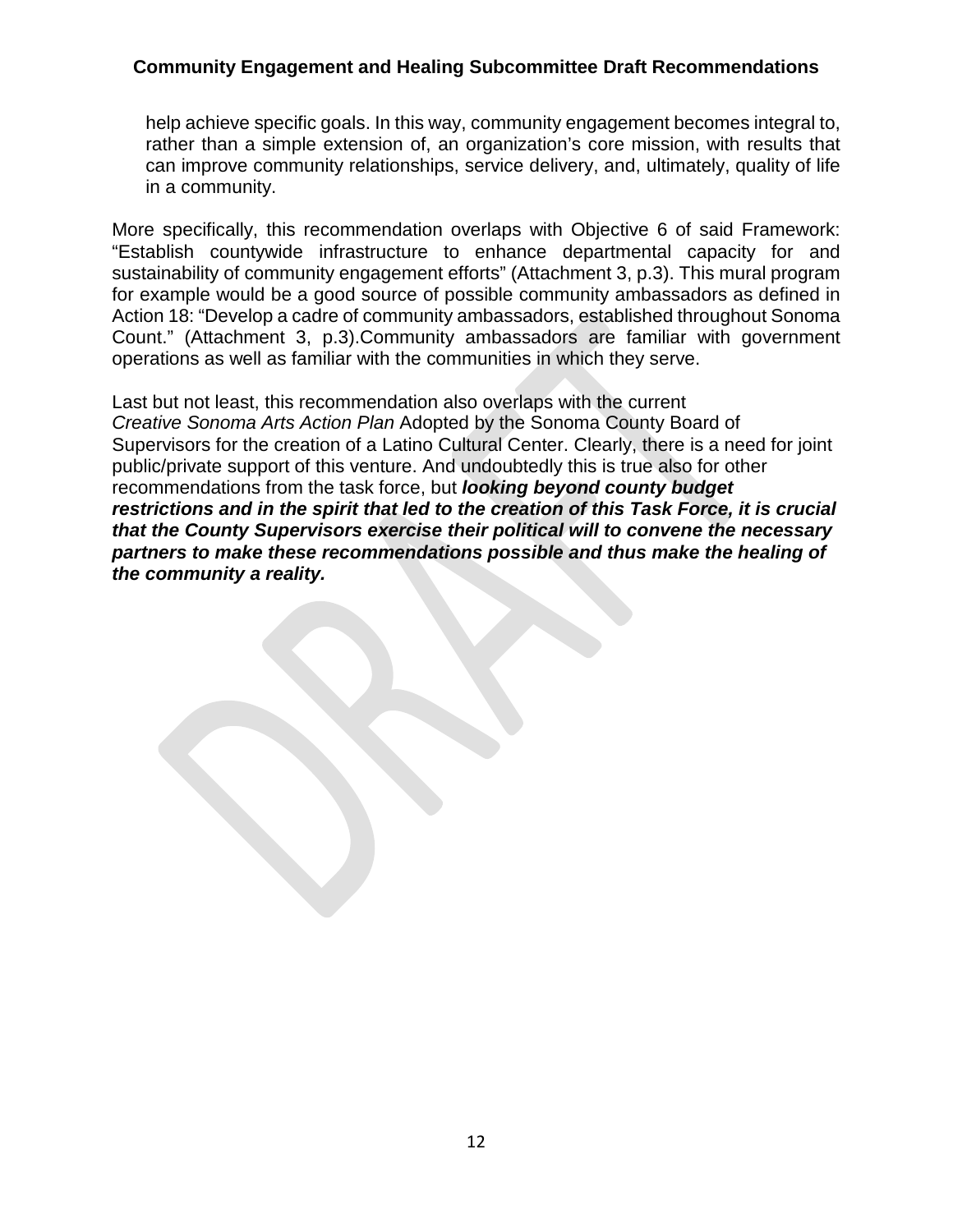help achieve specific goals. In this way, community engagement becomes integral to, rather than a simple extension of, an organization's core mission, with results that can improve community relationships, service delivery, and, ultimately, quality of life in a community.

More specifically, this recommendation overlaps with Objective 6 of said Framework: "Establish countywide infrastructure to enhance departmental capacity for and sustainability of community engagement efforts" (Attachment 3, p.3). This mural program for example would be a good source of possible community ambassadors as defined in Action 18: "Develop a cadre of community ambassadors, established throughout Sonoma Count." (Attachment 3, p.3).Community ambassadors are familiar with government operations as well as familiar with the communities in which they serve.

Last but not least, this recommendation also overlaps with the current *Creative Sonoma Arts Action Plan* Adopted by the Sonoma County Board of Supervisors for the creation of a Latino Cultural Center. Clearly, there is a need for joint public/private support of this venture. And undoubtedly this is true also for other recommendations from the task force, but ***looking beyond county budget restrictions and in the spirit that led to the creation of this Task Force, it is crucial that the County Supervisors exercise their political will to convene the necessary partners to make these recommendations possible and thus make the healing of the community a reality.***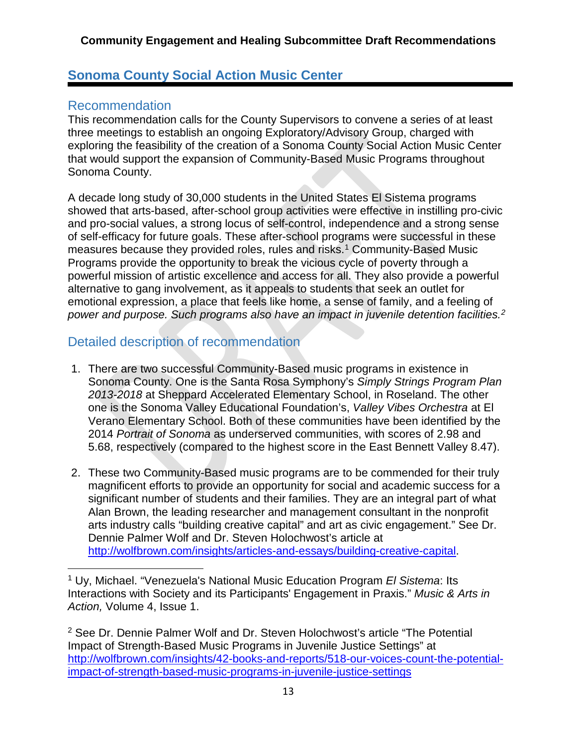## Sonoma County Social Action Music Center

### Recommendation

This recommendation calls for the County Supervisors to convene a series of at least three meetings to establish an ongoing Exploratory/Advisory Group, charged with exploring the feasibility of the creation of a Sonoma County Social Action Music Center that would support the expansion of Community-Based Music Programs throughout Sonoma County.

A decade long study of 30,000 students in the United States El Sistema programs showed that arts-based, after-school group activities were effective in instilling pro-civic and pro-social values, a strong locus of self-control, independence and a strong sense of self-efficacy for future goals. These after-school programs were successful in these measures because they provided roles, rules and risks.[1] Community-Based Music Programs provide the opportunity to break the vicious cycle of poverty through a powerful mission of artistic excellence and access for all. They also provide a powerful alternative to gang involvement, as it appeals to students that seek an outlet for emotional expression, a place that feels like home, a sense of family, and a feeling of *power and purpose. Such programs also have an impact in juvenile detention facilities.*[2]

### Detailed description of recommendation

1. There are two successful Community-Based music programs in existence in Sonoma County. One is the Santa Rosa Symphony's *Simply Strings Program Plan 2013-2018* at Sheppard Accelerated Elementary School, in Roseland. The other one is the Sonoma Valley Educational Foundation's, *Valley Vibes Orchestra* at El Verano Elementary School. Both of these communities have been identified by the 2014 *Portrait of Sonoma* as underserved communities, with scores of 2.98 and 5.68, respectively (compared to the highest score in the East Bennett Valley 8.47).

2. These two Community-Based music programs are to be commended for their truly magnificent efforts to provide an opportunity for social and academic success for a significant number of students and their families. They are an integral part of what Alan Brown, the leading researcher and management consultant in the nonprofit arts industry calls "building creative capital" and art as civic engagement." See Dr. Dennie Palmer Wolf and Dr. Steven Holochwost's article at http://wolfbrown.com/insights/articles-and-essays/building-creative-capital.

---

[1] Uy, Michael. "Venezuela's National Music Education Program *El Sistema*: Its Interactions with Society and its Participants' Engagement in Praxis." *Music & Arts in Action,* Volume 4, Issue 1.

[2] See Dr. Dennie Palmer Wolf and Dr. Steven Holochwost's article "The Potential Impact of Strength-Based Music Programs in Juvenile Justice Settings" at http://wolfbrown.com/insights/42-books-and-reports/518-our-voices-count-the-potential-impact-of-strength-based-music-programs-in-juvenile-justice-settings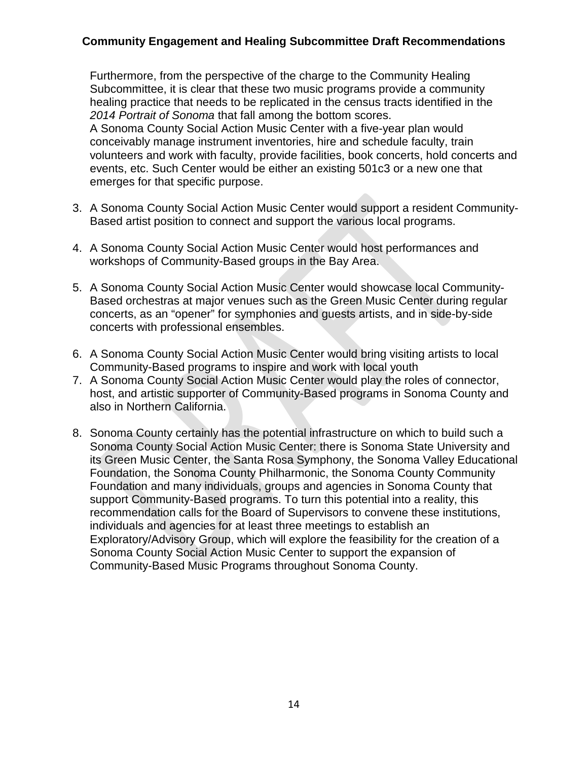Furthermore, from the perspective of the charge to the Community Healing Subcommittee, it is clear that these two music programs provide a community healing practice that needs to be replicated in the census tracts identified in the *2014 Portrait of Sonoma* that fall among the bottom scores.
A Sonoma County Social Action Music Center with a five-year plan would conceivably manage instrument inventories, hire and schedule faculty, train volunteers and work with faculty, provide facilities, book concerts, hold concerts and events, etc. Such Center would be either an existing 501c3 or a new one that emerges for that specific purpose.

3. A Sonoma County Social Action Music Center would support a resident Community-Based artist position to connect and support the various local programs.

4. A Sonoma County Social Action Music Center would host performances and workshops of Community-Based groups in the Bay Area.

5. A Sonoma County Social Action Music Center would showcase local Community-Based orchestras at major venues such as the Green Music Center during regular concerts, as an "opener" for symphonies and guests artists, and in side-by-side concerts with professional ensembles.

6. A Sonoma County Social Action Music Center would bring visiting artists to local Community-Based programs to inspire and work with local youth
7. A Sonoma County Social Action Music Center would play the roles of connector, host, and artistic supporter of Community-Based programs in Sonoma County and also in Northern California.

8. Sonoma County certainly has the potential infrastructure on which to build such a Sonoma County Social Action Music Center: there is Sonoma State University and its Green Music Center, the Santa Rosa Symphony, the Sonoma Valley Educational Foundation, the Sonoma County Philharmonic, the Sonoma County Community Foundation and many individuals, groups and agencies in Sonoma County that support Community-Based programs. To turn this potential into a reality, this recommendation calls for the Board of Supervisors to convene these institutions, individuals and agencies for at least three meetings to establish an Exploratory/Advisory Group, which will explore the feasibility for the creation of a Sonoma County Social Action Music Center to support the expansion of Community-Based Music Programs throughout Sonoma County.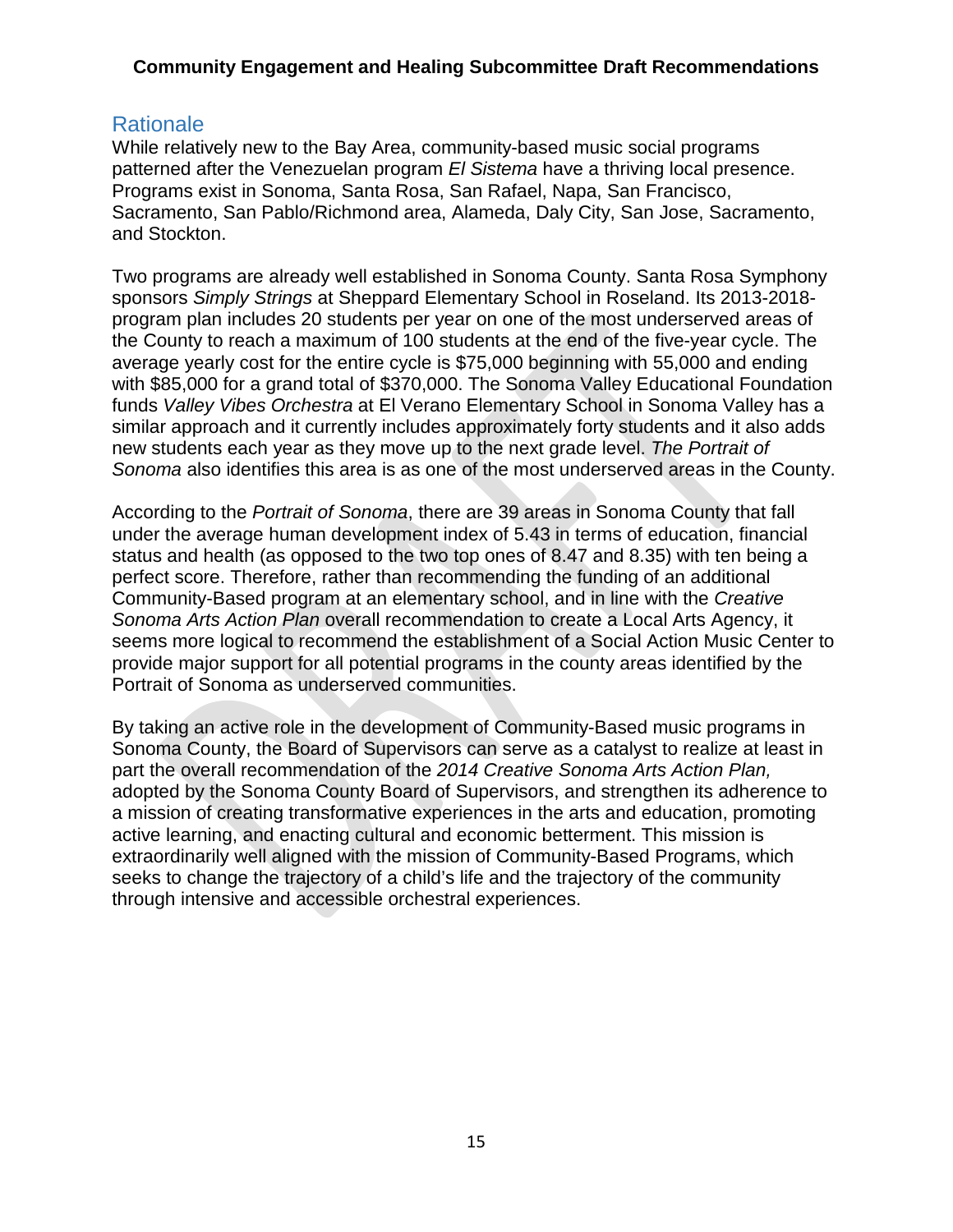## Rationale

While relatively new to the Bay Area, community-based music social programs patterned after the Venezuelan program *El Sistema* have a thriving local presence. Programs exist in Sonoma, Santa Rosa, San Rafael, Napa, San Francisco, Sacramento, San Pablo/Richmond area, Alameda, Daly City, San Jose, Sacramento, and Stockton.

Two programs are already well established in Sonoma County. Santa Rosa Symphony sponsors *Simply Strings* at Sheppard Elementary School in Roseland. Its 2013-2018-program plan includes 20 students per year on one of the most underserved areas of the County to reach a maximum of 100 students at the end of the five-year cycle. The average yearly cost for the entire cycle is $75,000 beginning with 55,000 and ending with $85,000 for a grand total of $370,000. The Sonoma Valley Educational Foundation funds *Valley Vibes Orchestra* at El Verano Elementary School in Sonoma Valley has a similar approach and it currently includes approximately forty students and it also adds new students each year as they move up to the next grade level. *The Portrait of Sonoma* also identifies this area is as one of the most underserved areas in the County.

According to the *Portrait of Sonoma*, there are 39 areas in Sonoma County that fall under the average human development index of 5.43 in terms of education, financial status and health (as opposed to the two top ones of 8.47 and 8.35) with ten being a perfect score. Therefore, rather than recommending the funding of an additional Community-Based program at an elementary school, and in line with the *Creative Sonoma Arts Action Plan* overall recommendation to create a Local Arts Agency, it seems more logical to recommend the establishment of a Social Action Music Center to provide major support for all potential programs in the county areas identified by the Portrait of Sonoma as underserved communities.

By taking an active role in the development of Community-Based music programs in Sonoma County, the Board of Supervisors can serve as a catalyst to realize at least in part the overall recommendation of the *2014 Creative Sonoma Arts Action Plan,* adopted by the Sonoma County Board of Supervisors, and strengthen its adherence to a mission of creating transformative experiences in the arts and education, promoting active learning, and enacting cultural and economic betterment. This mission is extraordinarily well aligned with the mission of Community-Based Programs, which seeks to change the trajectory of a child's life and the trajectory of the community through intensive and accessible orchestral experiences.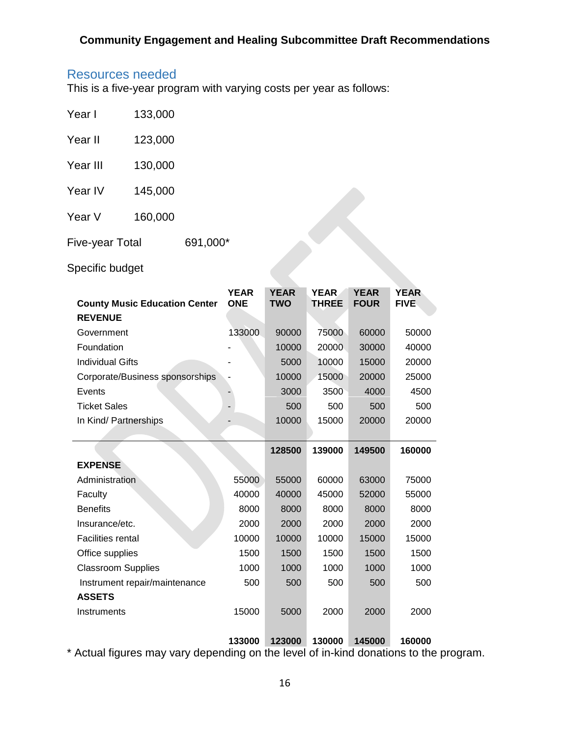## Resources needed

This is a five-year program with varying costs per year as follows:

Year I 133,000

Year II 123,000

Year III 130,000

Year IV 145,000

Year V 160,000

Five-year Total 691,000*

Specific budget

| County Music Education Center | YEAR ONE | YEAR TWO | YEAR THREE | YEAR FOUR | YEAR FIVE |
|---|---|---|---|---|---|
| **REVENUE** | | | | | |
| Government | 133000 | 90000 | 75000 | 60000 | 50000 |
| Foundation | - | 10000 | 20000 | 30000 | 40000 |
| Individual Gifts | - | 5000 | 10000 | 15000 | 20000 |
| Corporate/Business sponsorships | - | 10000 | 15000 | 20000 | 25000 |
| Events | - | 3000 | 3500 | 4000 | 4500 |
| Ticket Sales | - | 500 | 500 | 500 | 500 |
| In Kind/ Partnerships | - | 10000 | 15000 | 20000 | 20000 |
| | | **128500** | **139000** | **149500** | **160000** |
| **EXPENSE** | | | | | |
| Administration | 55000 | 55000 | 60000 | 63000 | 75000 |
| Faculty | 40000 | 40000 | 45000 | 52000 | 55000 |
| Benefits | 8000 | 8000 | 8000 | 8000 | 8000 |
| Insurance/etc. | 2000 | 2000 | 2000 | 2000 | 2000 |
| Facilities rental | 10000 | 10000 | 10000 | 15000 | 15000 |
| Office supplies | 1500 | 1500 | 1500 | 1500 | 1500 |
| Classroom Supplies | 1000 | 1000 | 1000 | 1000 | 1000 |
| Instrument repair/maintenance | 500 | 500 | 500 | 500 | 500 |
| **ASSETS** | | | | | |
| Instruments | 15000 | 5000 | 2000 | 2000 | 2000 |
| | **133000** | **123000** | **130000** | **145000** | **160000** |

* Actual figures may vary depending on the level of in-kind donations to the program.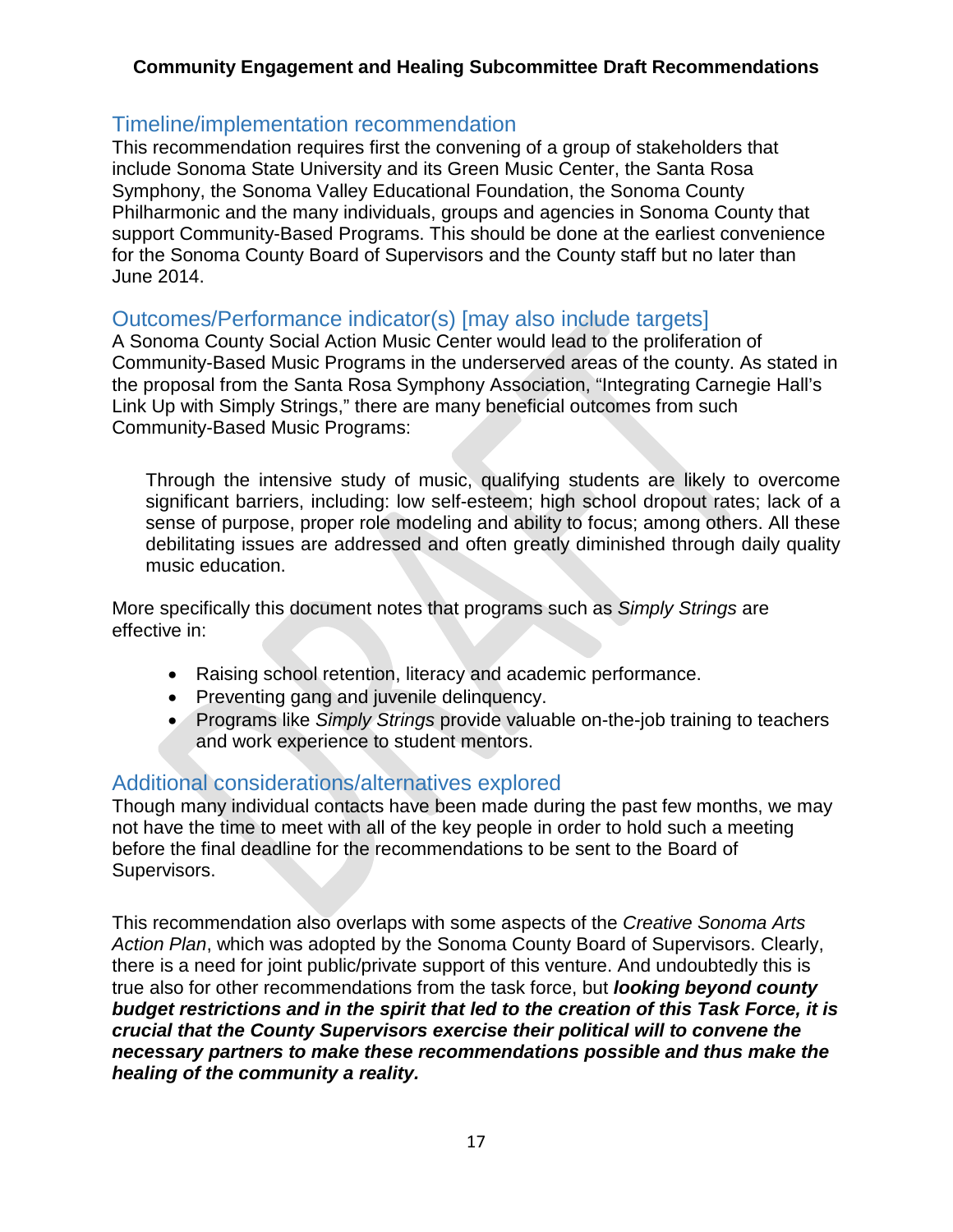## Timeline/implementation recommendation

This recommendation requires first the convening of a group of stakeholders that include Sonoma State University and its Green Music Center, the Santa Rosa Symphony, the Sonoma Valley Educational Foundation, the Sonoma County Philharmonic and the many individuals, groups and agencies in Sonoma County that support Community-Based Programs. This should be done at the earliest convenience for the Sonoma County Board of Supervisors and the County staff but no later than June 2014.

## Outcomes/Performance indicator(s) [may also include targets]

A Sonoma County Social Action Music Center would lead to the proliferation of Community-Based Music Programs in the underserved areas of the county. As stated in the proposal from the Santa Rosa Symphony Association, "Integrating Carnegie Hall's Link Up with Simply Strings," there are many beneficial outcomes from such Community-Based Music Programs:

> Through the intensive study of music, qualifying students are likely to overcome significant barriers, including: low self-esteem; high school dropout rates; lack of a sense of purpose, proper role modeling and ability to focus; among others. All these debilitating issues are addressed and often greatly diminished through daily quality music education.

More specifically this document notes that programs such as *Simply Strings* are effective in:

- Raising school retention, literacy and academic performance.
- Preventing gang and juvenile delinquency.
- Programs like *Simply Strings* provide valuable on-the-job training to teachers and work experience to student mentors.

## Additional considerations/alternatives explored

Though many individual contacts have been made during the past few months, we may not have the time to meet with all of the key people in order to hold such a meeting before the final deadline for the recommendations to be sent to the Board of Supervisors.

This recommendation also overlaps with some aspects of the *Creative Sonoma Arts Action Plan*, which was adopted by the Sonoma County Board of Supervisors. Clearly, there is a need for joint public/private support of this venture. And undoubtedly this is true also for other recommendations from the task force, but ***looking beyond county budget restrictions and in the spirit that led to the creation of this Task Force, it is crucial that the County Supervisors exercise their political will to convene the necessary partners to make these recommendations possible and thus make the healing of the community a reality.***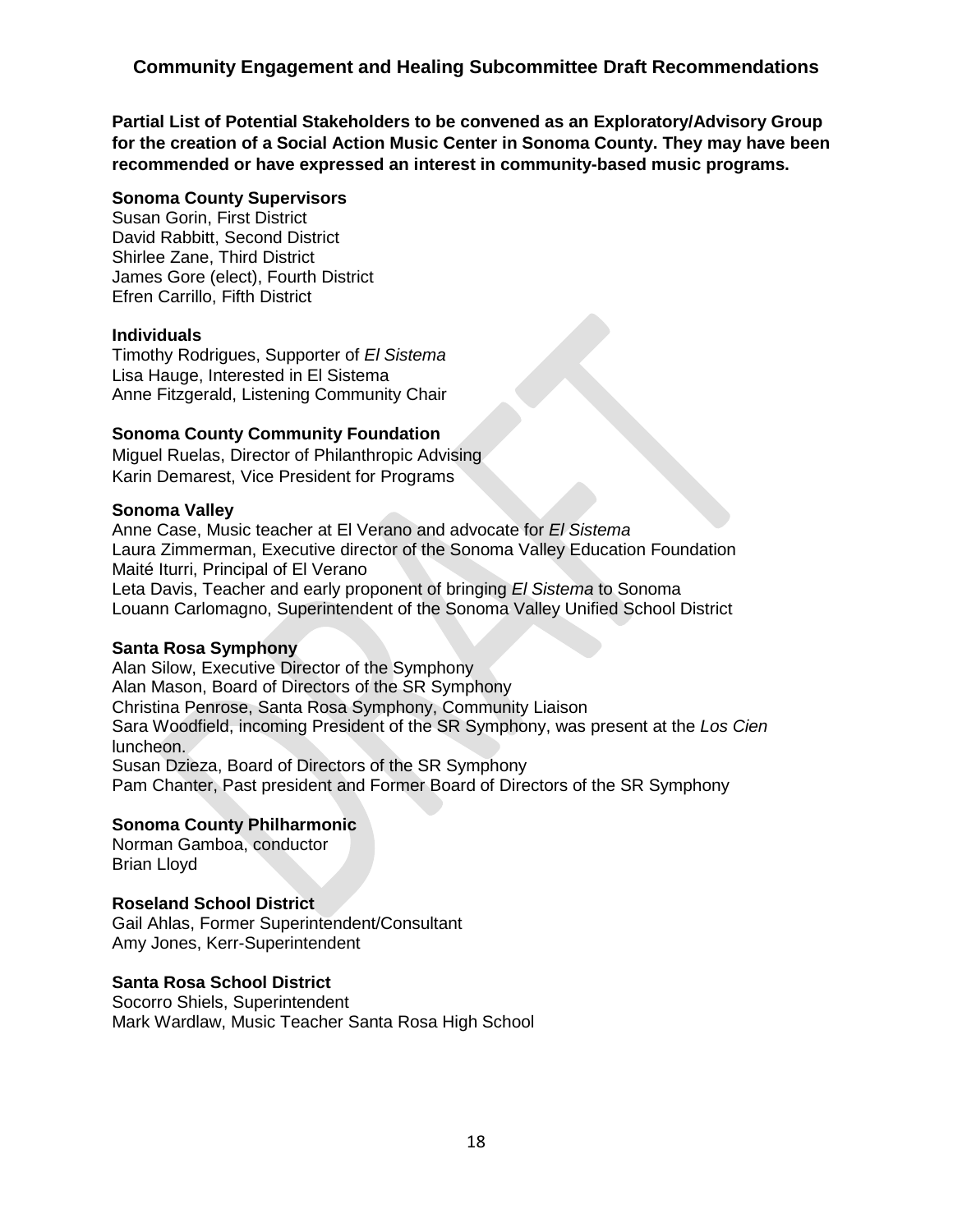## Community Engagement and Healing Subcommittee Draft Recommendations

**Partial List of Potential Stakeholders to be convened as an Exploratory/Advisory Group for the creation of a Social Action Music Center in Sonoma County. They may have been recommended or have expressed an interest in community-based music programs.**

**Sonoma County Supervisors**
Susan Gorin, First District
David Rabbitt, Second District
Shirlee Zane, Third District
James Gore (elect), Fourth District
Efren Carrillo, Fifth District

**Individuals**
Timothy Rodrigues, Supporter of *El Sistema*
Lisa Hauge, Interested in El Sistema
Anne Fitzgerald, Listening Community Chair

**Sonoma County Community Foundation**
Miguel Ruelas, Director of Philanthropic Advising
Karin Demarest, Vice President for Programs

**Sonoma Valley**
Anne Case, Music teacher at El Verano and advocate for *El Sistema*
Laura Zimmerman, Executive director of the Sonoma Valley Education Foundation
Maité Iturri, Principal of El Verano
Leta Davis, Teacher and early proponent of bringing *El Sistema* to Sonoma
Louann Carlomagno, Superintendent of the Sonoma Valley Unified School District

**Santa Rosa Symphony**
Alan Silow, Executive Director of the Symphony
Alan Mason, Board of Directors of the SR Symphony
Christina Penrose, Santa Rosa Symphony, Community Liaison
Sara Woodfield, incoming President of the SR Symphony, was present at the *Los Cien* luncheon.
Susan Dzieza, Board of Directors of the SR Symphony
Pam Chanter, Past president and Former Board of Directors of the SR Symphony

**Sonoma County Philharmonic**
Norman Gamboa, conductor
Brian Lloyd

**Roseland School District**
Gail Ahlas, Former Superintendent/Consultant
Amy Jones, Kerr-Superintendent

**Santa Rosa School District**
Socorro Shiels, Superintendent
Mark Wardlaw, Music Teacher Santa Rosa High School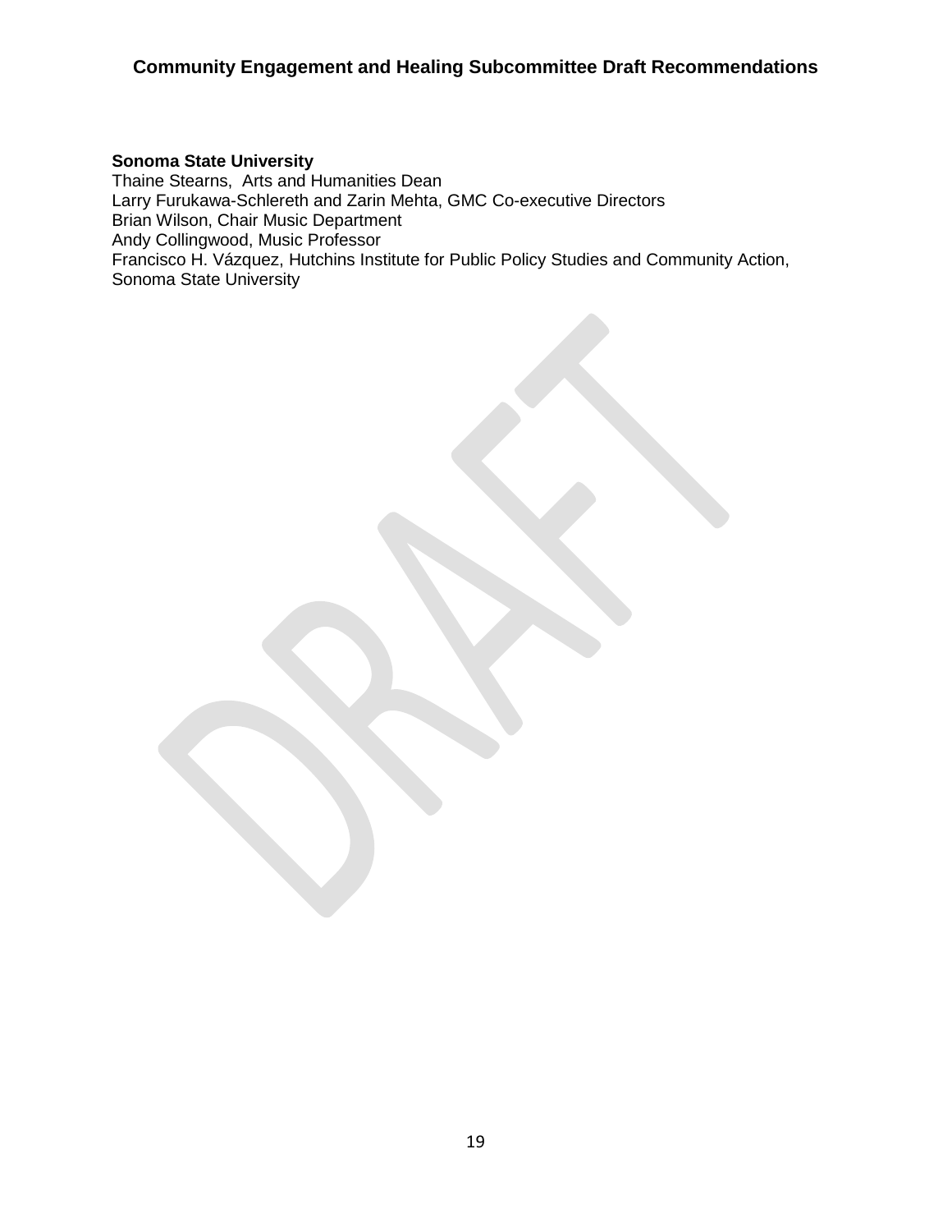**Sonoma State University**
Thaine Stearns, Arts and Humanities Dean
Larry Furukawa-Schlereth and Zarin Mehta, GMC Co-executive Directors
Brian Wilson, Chair Music Department
Andy Collingwood, Music Professor
Francisco H. Vázquez, Hutchins Institute for Public Policy Studies and Community Action, Sonoma State University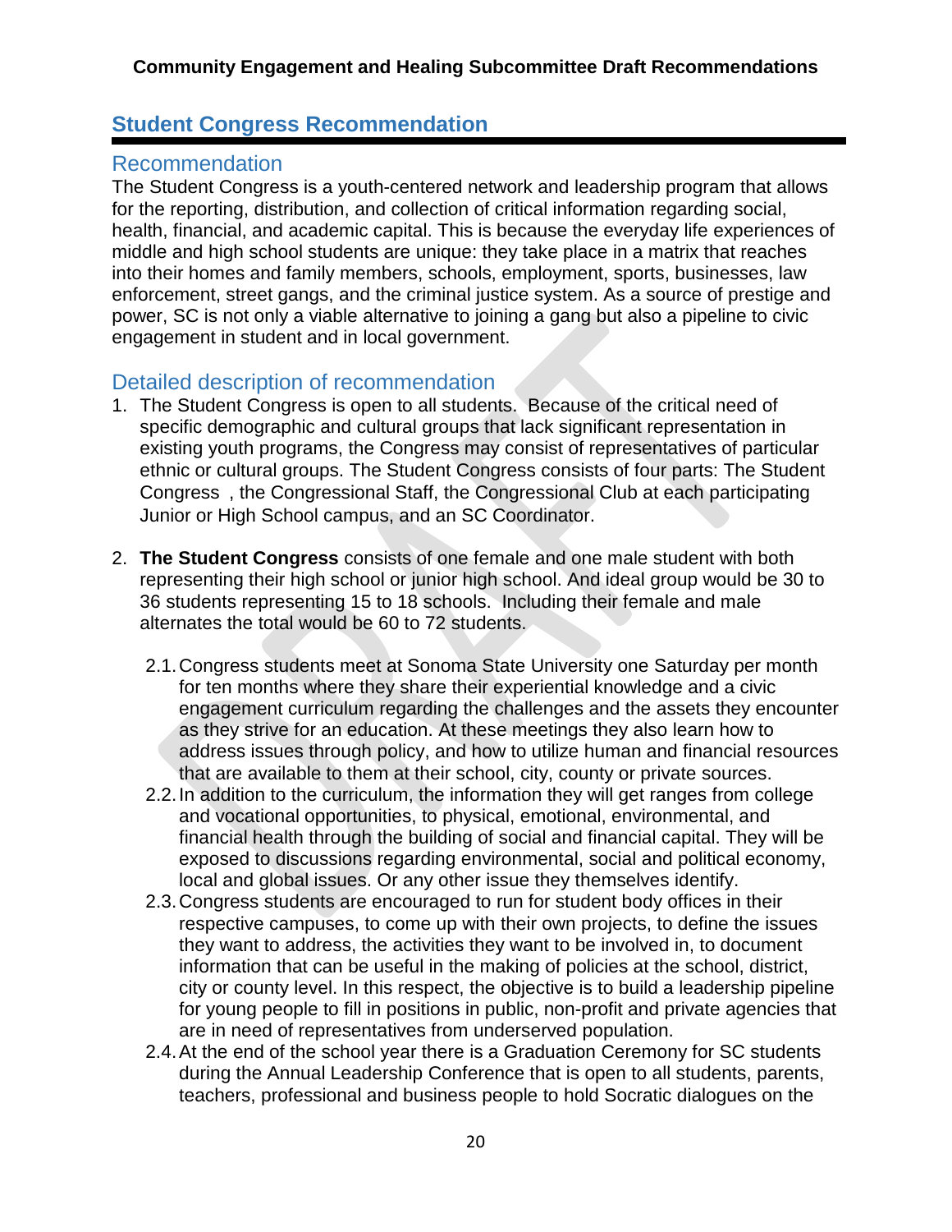## Student Congress Recommendation

### Recommendation

The Student Congress is a youth-centered network and leadership program that allows for the reporting, distribution, and collection of critical information regarding social, health, financial, and academic capital. This is because the everyday life experiences of middle and high school students are unique: they take place in a matrix that reaches into their homes and family members, schools, employment, sports, businesses, law enforcement, street gangs, and the criminal justice system. As a source of prestige and power, SC is not only a viable alternative to joining a gang but also a pipeline to civic engagement in student and in local government.

### Detailed description of recommendation

1. The Student Congress is open to all students. Because of the critical need of specific demographic and cultural groups that lack significant representation in existing youth programs, the Congress may consist of representatives of particular ethnic or cultural groups. The Student Congress consists of four parts: The Student Congress , the Congressional Staff, the Congressional Club at each participating Junior or High School campus, and an SC Coordinator.

2. **The Student Congress** consists of one female and one male student with both representing their high school or junior high school. And ideal group would be 30 to 36 students representing 15 to 18 schools. Including their female and male alternates the total would be 60 to 72 students.

   2.1. Congress students meet at Sonoma State University one Saturday per month for ten months where they share their experiential knowledge and a civic engagement curriculum regarding the challenges and the assets they encounter as they strive for an education. At these meetings they also learn how to address issues through policy, and how to utilize human and financial resources that are available to them at their school, city, county or private sources.

   2.2. In addition to the curriculum, the information they will get ranges from college and vocational opportunities, to physical, emotional, environmental, and financial health through the building of social and financial capital. They will be exposed to discussions regarding environmental, social and political economy, local and global issues. Or any other issue they themselves identify.

   2.3. Congress students are encouraged to run for student body offices in their respective campuses, to come up with their own projects, to define the issues they want to address, the activities they want to be involved in, to document information that can be useful in the making of policies at the school, district, city or county level. In this respect, the objective is to build a leadership pipeline for young people to fill in positions in public, non-profit and private agencies that are in need of representatives from underserved population.

   2.4. At the end of the school year there is a Graduation Ceremony for SC students during the Annual Leadership Conference that is open to all students, parents, teachers, professional and business people to hold Socratic dialogues on the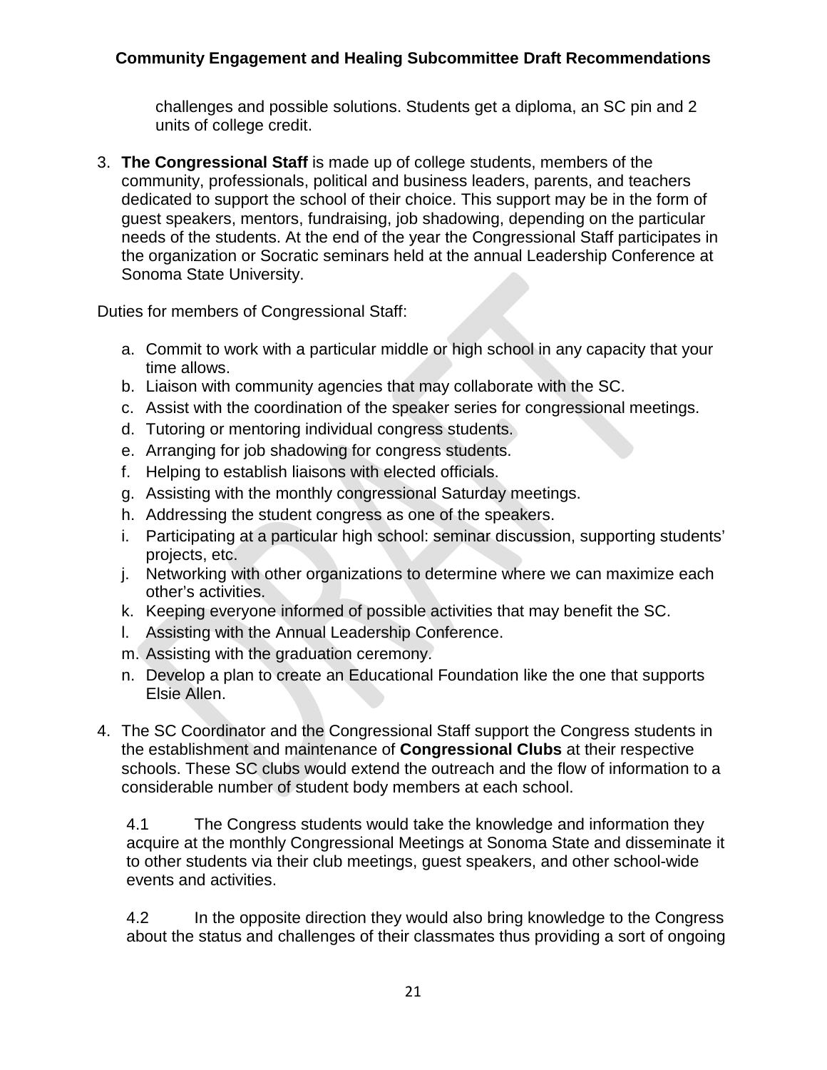challenges and possible solutions. Students get a diploma, an SC pin and 2 units of college credit.

3. **The Congressional Staff** is made up of college students, members of the community, professionals, political and business leaders, parents, and teachers dedicated to support the school of their choice. This support may be in the form of guest speakers, mentors, fundraising, job shadowing, depending on the particular needs of the students. At the end of the year the Congressional Staff participates in the organization or Socratic seminars held at the annual Leadership Conference at Sonoma State University.

Duties for members of Congressional Staff:

a. Commit to work with a particular middle or high school in any capacity that your time allows.
b. Liaison with community agencies that may collaborate with the SC.
c. Assist with the coordination of the speaker series for congressional meetings.
d. Tutoring or mentoring individual congress students.
e. Arranging for job shadowing for congress students.
f. Helping to establish liaisons with elected officials.
g. Assisting with the monthly congressional Saturday meetings.
h. Addressing the student congress as one of the speakers.
i. Participating at a particular high school: seminar discussion, supporting students' projects, etc.
j. Networking with other organizations to determine where we can maximize each other's activities.
k. Keeping everyone informed of possible activities that may benefit the SC.
l. Assisting with the Annual Leadership Conference.
m. Assisting with the graduation ceremony.
n. Develop a plan to create an Educational Foundation like the one that supports Elsie Allen.

4. The SC Coordinator and the Congressional Staff support the Congress students in the establishment and maintenance of **Congressional Clubs** at their respective schools. These SC clubs would extend the outreach and the flow of information to a considerable number of student body members at each school.

   4.1 The Congress students would take the knowledge and information they acquire at the monthly Congressional Meetings at Sonoma State and disseminate it to other students via their club meetings, guest speakers, and other school-wide events and activities.

   4.2 In the opposite direction they would also bring knowledge to the Congress about the status and challenges of their classmates thus providing a sort of ongoing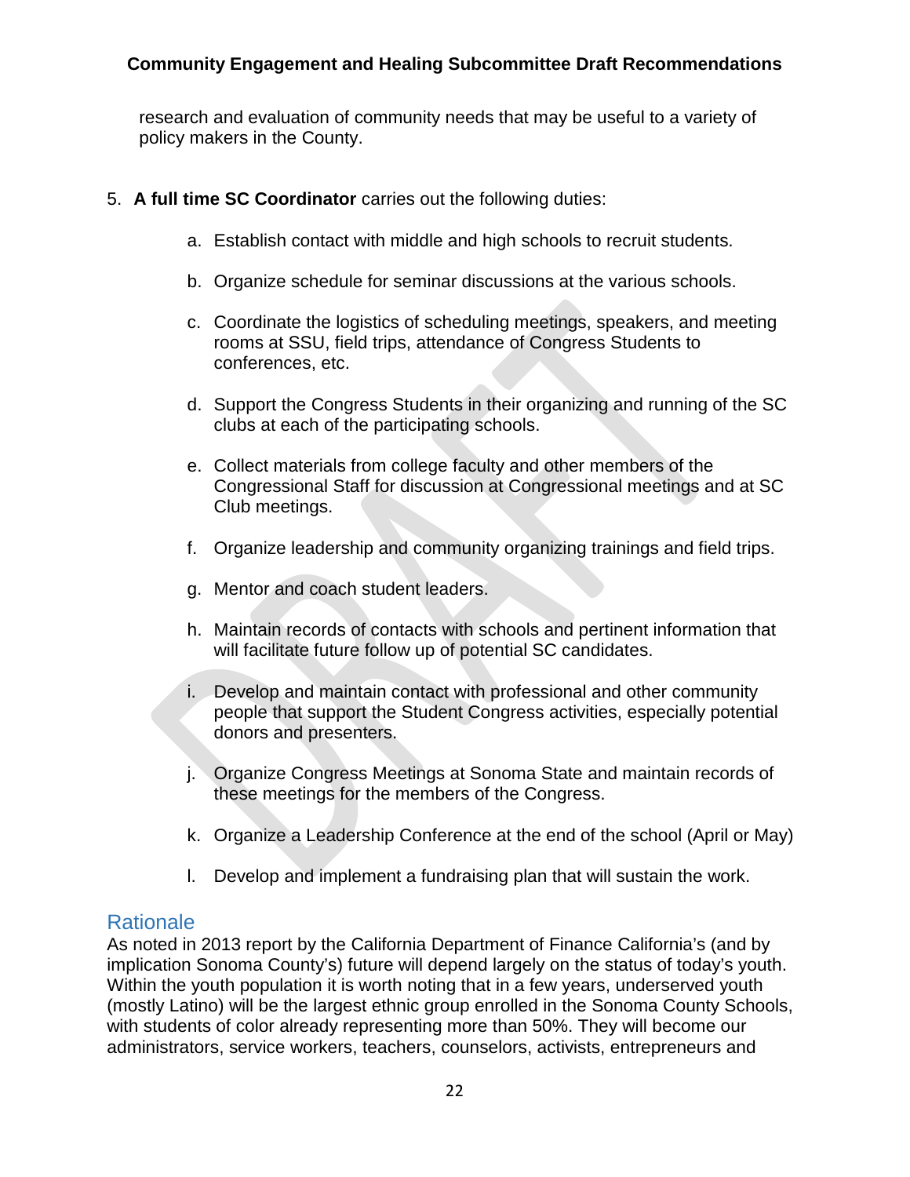research and evaluation of community needs that may be useful to a variety of policy makers in the County.

5. **A full time SC Coordinator** carries out the following duties:

    a. Establish contact with middle and high schools to recruit students.

    b. Organize schedule for seminar discussions at the various schools.

    c. Coordinate the logistics of scheduling meetings, speakers, and meeting rooms at SSU, field trips, attendance of Congress Students to conferences, etc.

    d. Support the Congress Students in their organizing and running of the SC clubs at each of the participating schools.

    e. Collect materials from college faculty and other members of the Congressional Staff for discussion at Congressional meetings and at SC Club meetings.

    f. Organize leadership and community organizing trainings and field trips.

    g. Mentor and coach student leaders.

    h. Maintain records of contacts with schools and pertinent information that will facilitate future follow up of potential SC candidates.

    i. Develop and maintain contact with professional and other community people that support the Student Congress activities, especially potential donors and presenters.

    j. Organize Congress Meetings at Sonoma State and maintain records of these meetings for the members of the Congress.

    k. Organize a Leadership Conference at the end of the school (April or May)

    l. Develop and implement a fundraising plan that will sustain the work.

## Rationale

As noted in 2013 report by the California Department of Finance California's (and by implication Sonoma County's) future will depend largely on the status of today's youth. Within the youth population it is worth noting that in a few years, underserved youth (mostly Latino) will be the largest ethnic group enrolled in the Sonoma County Schools, with students of color already representing more than 50%. They will become our administrators, service workers, teachers, counselors, activists, entrepreneurs and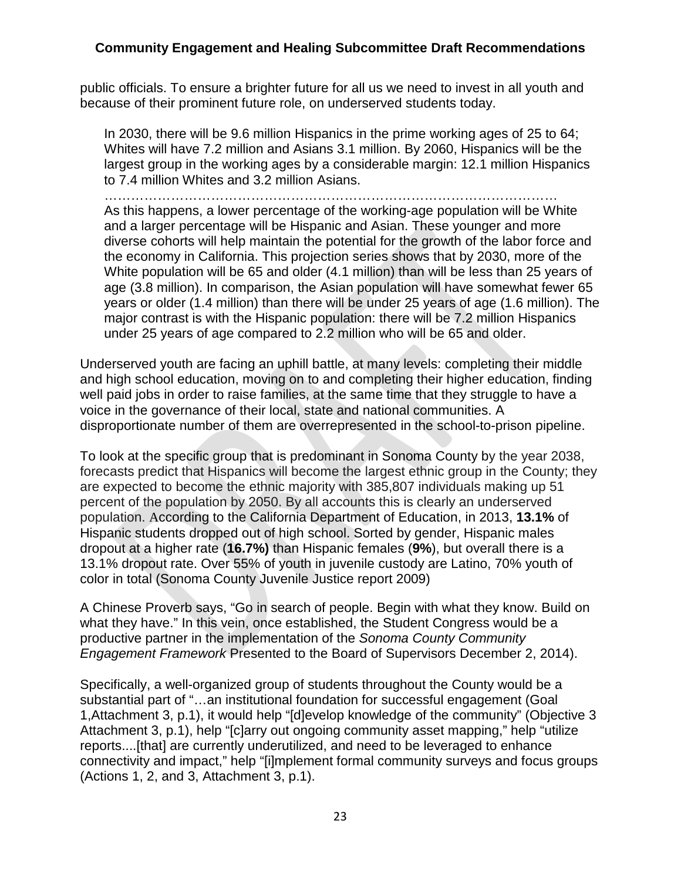public officials. To ensure a brighter future for all us we need to invest in all youth and because of their prominent future role, on underserved students today.

> In 2030, there will be 9.6 million Hispanics in the prime working ages of 25 to 64; Whites will have 7.2 million and Asians 3.1 million. By 2060, Hispanics will be the largest group in the working ages by a considerable margin: 12.1 million Hispanics to 7.4 million Whites and 3.2 million Asians.
>
> ………………………………………………………………………………………
>
> As this happens, a lower percentage of the working-age population will be White and a larger percentage will be Hispanic and Asian. These younger and more diverse cohorts will help maintain the potential for the growth of the labor force and the economy in California. This projection series shows that by 2030, more of the White population will be 65 and older (4.1 million) than will be less than 25 years of age (3.8 million). In comparison, the Asian population will have somewhat fewer 65 years or older (1.4 million) than there will be under 25 years of age (1.6 million). The major contrast is with the Hispanic population: there will be 7.2 million Hispanics under 25 years of age compared to 2.2 million who will be 65 and older.

Underserved youth are facing an uphill battle, at many levels: completing their middle and high school education, moving on to and completing their higher education, finding well paid jobs in order to raise families, at the same time that they struggle to have a voice in the governance of their local, state and national communities. A disproportionate number of them are overrepresented in the school-to-prison pipeline.

To look at the specific group that is predominant in Sonoma County by the year 2038, forecasts predict that Hispanics will become the largest ethnic group in the County; they are expected to become the ethnic majority with 385,807 individuals making up 51 percent of the population by 2050. By all accounts this is clearly an underserved population. According to the California Department of Education, in 2013, **13.1%** of Hispanic students dropped out of high school. Sorted by gender, Hispanic males dropout at a higher rate (**16.7%)** than Hispanic females (**9%**), but overall there is a 13.1% dropout rate. Over 55% of youth in juvenile custody are Latino, 70% youth of color in total (Sonoma County Juvenile Justice report 2009)

A Chinese Proverb says, "Go in search of people. Begin with what they know. Build on what they have." In this vein, once established, the Student Congress would be a productive partner in the implementation of the *Sonoma County Community Engagement Framework* Presented to the Board of Supervisors December 2, 2014).

Specifically, a well-organized group of students throughout the County would be a substantial part of "…an institutional foundation for successful engagement (Goal 1,Attachment 3, p.1), it would help "[d]evelop knowledge of the community" (Objective 3 Attachment 3, p.1), help "[c]arry out ongoing community asset mapping," help "utilize reports....[that] are currently underutilized, and need to be leveraged to enhance connectivity and impact," help "[i]mplement formal community surveys and focus groups (Actions 1, 2, and 3, Attachment 3, p.1).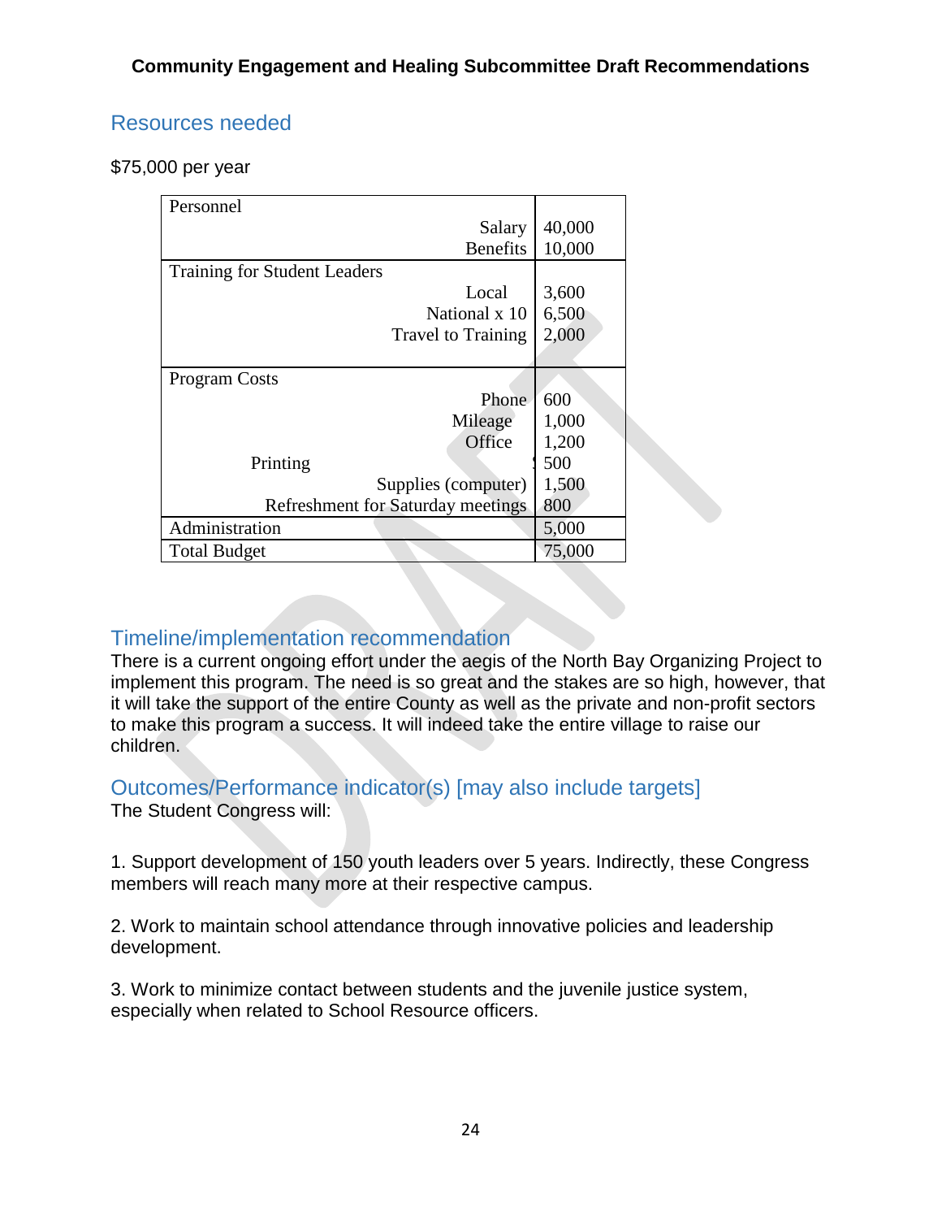## Resources needed

$75,000 per year

| Item | Amount |
|---|---|
| **Personnel** | |
| Salary | 40,000 |
| Benefits | 10,000 |
| **Training for Student Leaders** | |
| Local | 3,600 |
| National x 10 | 6,500 |
| Travel to Training | 2,000 |
| **Program Costs** | |
| Phone | 600 |
| Mileage | 1,000 |
| Office | 1,200 |
| Printing | 500 |
| Supplies (computer) | 1,500 |
| Refreshment for Saturday meetings | 800 |
| Administration | 5,000 |
| Total Budget | 75,000 |

## Timeline/implementation recommendation

There is a current ongoing effort under the aegis of the North Bay Organizing Project to implement this program. The need is so great and the stakes are so high, however, that it will take the support of the entire County as well as the private and non-profit sectors to make this program a success. It will indeed take the entire village to raise our children.

## Outcomes/Performance indicator(s) [may also include targets]

The Student Congress will:

1. Support development of 150 youth leaders over 5 years. Indirectly, these Congress members will reach many more at their respective campus.

2. Work to maintain school attendance through innovative policies and leadership development.

3. Work to minimize contact between students and the juvenile justice system, especially when related to School Resource officers.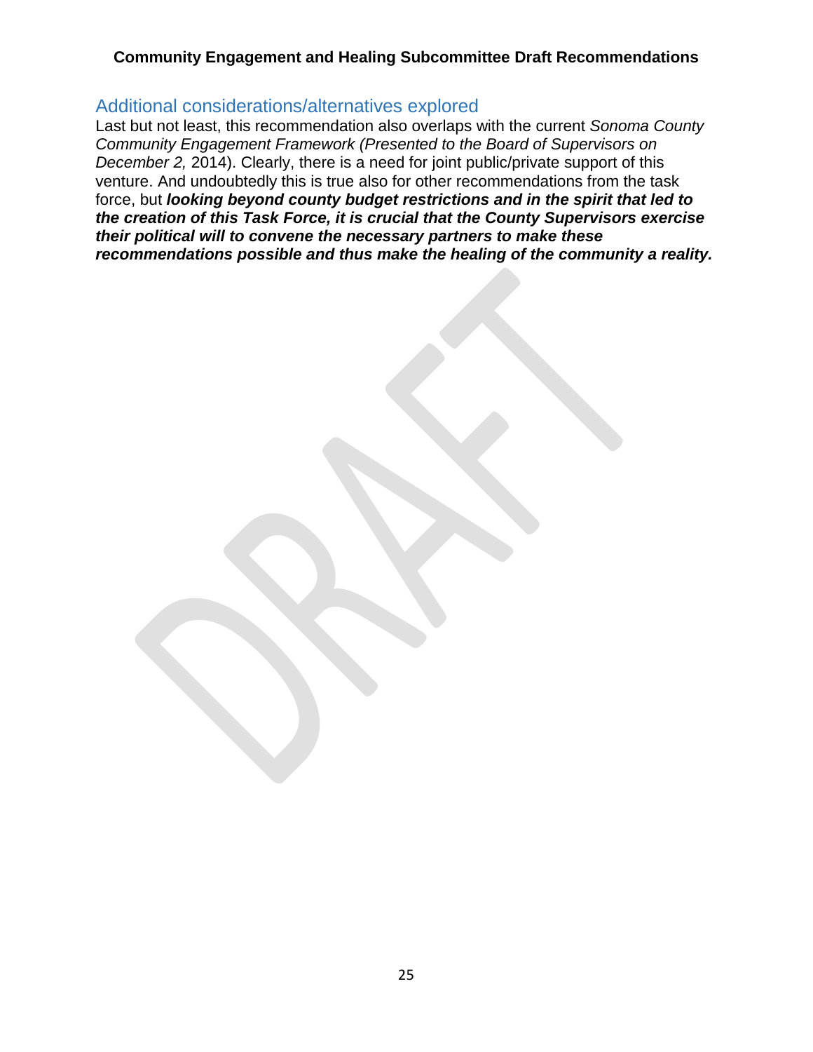## Additional considerations/alternatives explored

Last but not least, this recommendation also overlaps with the current *Sonoma County Community Engagement Framework (Presented to the Board of Supervisors on December 2,* 2014). Clearly, there is a need for joint public/private support of this venture. And undoubtedly this is true also for other recommendations from the task force, but ***looking beyond county budget restrictions and in the spirit that led to the creation of this Task Force, it is crucial that the County Supervisors exercise their political will to convene the necessary partners to make these recommendations possible and thus make the healing of the community a reality.***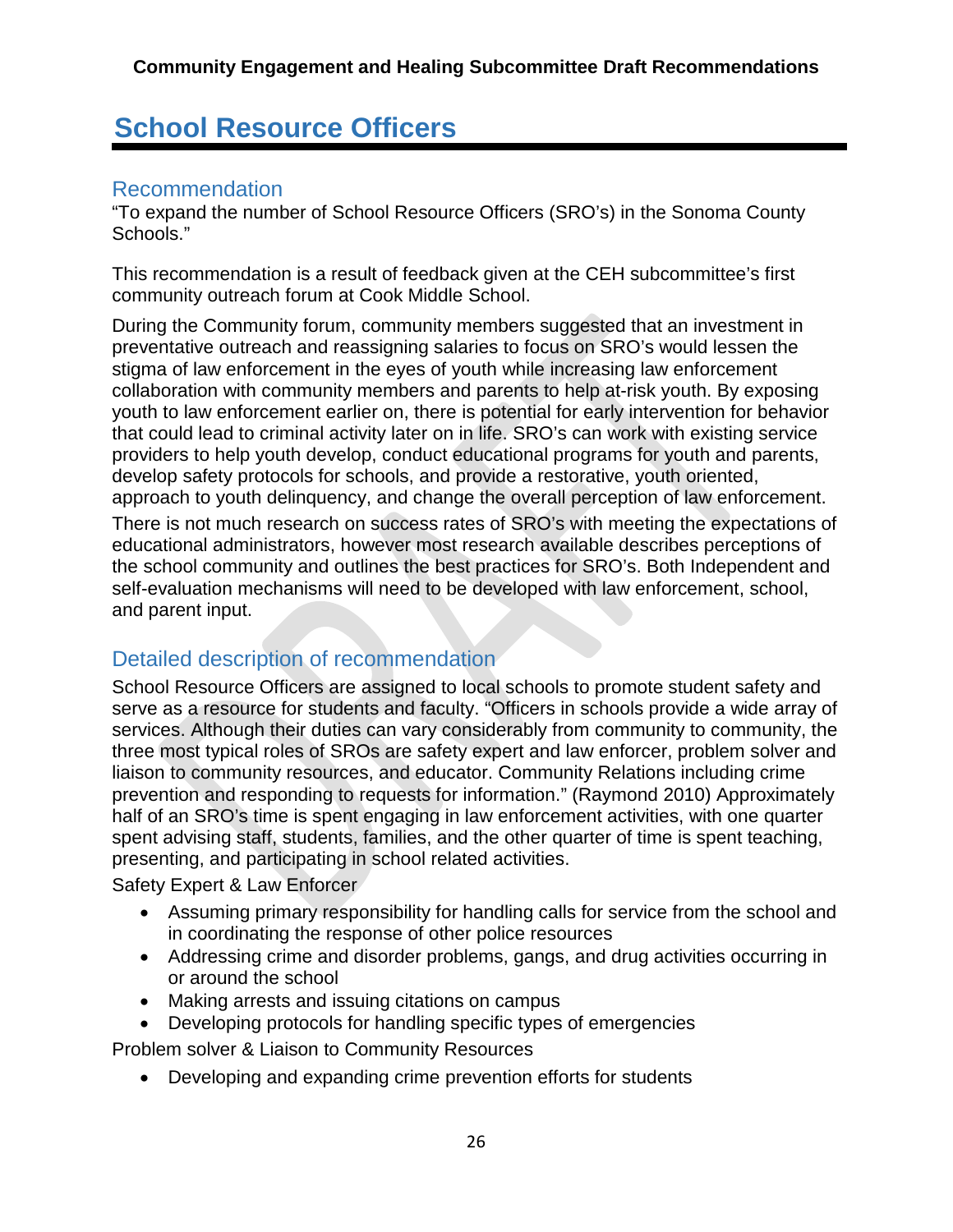# School Resource Officers

## Recommendation

"To expand the number of School Resource Officers (SRO's) in the Sonoma County Schools."

This recommendation is a result of feedback given at the CEH subcommittee's first community outreach forum at Cook Middle School.

During the Community forum, community members suggested that an investment in preventative outreach and reassigning salaries to focus on SRO's would lessen the stigma of law enforcement in the eyes of youth while increasing law enforcement collaboration with community members and parents to help at-risk youth. By exposing youth to law enforcement earlier on, there is potential for early intervention for behavior that could lead to criminal activity later on in life. SRO's can work with existing service providers to help youth develop, conduct educational programs for youth and parents, develop safety protocols for schools, and provide a restorative, youth oriented, approach to youth delinquency, and change the overall perception of law enforcement.

There is not much research on success rates of SRO's with meeting the expectations of educational administrators, however most research available describes perceptions of the school community and outlines the best practices for SRO's. Both Independent and self-evaluation mechanisms will need to be developed with law enforcement, school, and parent input.

## Detailed description of recommendation

School Resource Officers are assigned to local schools to promote student safety and serve as a resource for students and faculty. "Officers in schools provide a wide array of services. Although their duties can vary considerably from community to community, the three most typical roles of SROs are safety expert and law enforcer, problem solver and liaison to community resources, and educator. Community Relations including crime prevention and responding to requests for information." (Raymond 2010) Approximately half of an SRO's time is spent engaging in law enforcement activities, with one quarter spent advising staff, students, families, and the other quarter of time is spent teaching, presenting, and participating in school related activities.

Safety Expert & Law Enforcer

- Assuming primary responsibility for handling calls for service from the school and in coordinating the response of other police resources
- Addressing crime and disorder problems, gangs, and drug activities occurring in or around the school
- Making arrests and issuing citations on campus
- Developing protocols for handling specific types of emergencies

Problem solver & Liaison to Community Resources

- Developing and expanding crime prevention efforts for students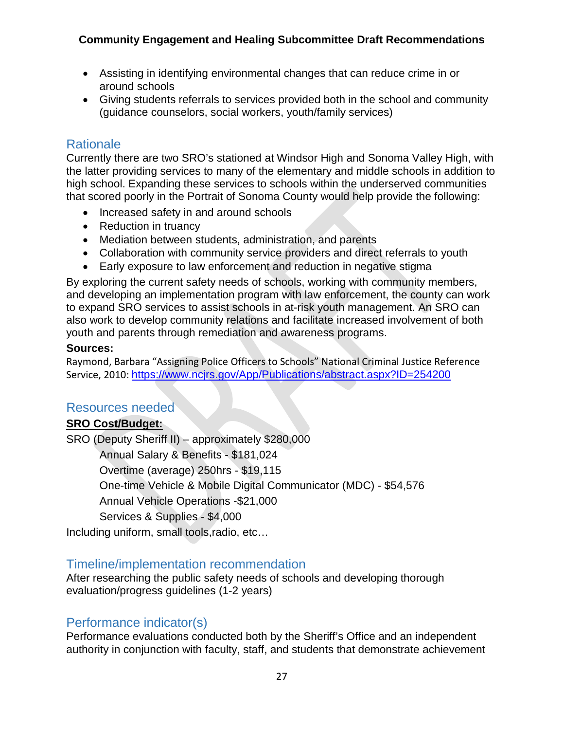- Assisting in identifying environmental changes that can reduce crime in or around schools
- Giving students referrals to services provided both in the school and community (guidance counselors, social workers, youth/family services)

## Rationale

Currently there are two SRO's stationed at Windsor High and Sonoma Valley High, with the latter providing services to many of the elementary and middle schools in addition to high school. Expanding these services to schools within the underserved communities that scored poorly in the Portrait of Sonoma County would help provide the following:

- Increased safety in and around schools
- Reduction in truancy
- Mediation between students, administration, and parents
- Collaboration with community service providers and direct referrals to youth
- Early exposure to law enforcement and reduction in negative stigma

By exploring the current safety needs of schools, working with community members, and developing an implementation program with law enforcement, the county can work to expand SRO services to assist schools in at-risk youth management. An SRO can also work to develop community relations and facilitate increased involvement of both youth and parents through remediation and awareness programs.

**Sources:**

Raymond, Barbara "Assigning Police Officers to Schools" National Criminal Justice Reference Service, 2010: https://www.ncjrs.gov/App/Publications/abstract.aspx?ID=254200

## Resources needed

**SRO Cost/Budget:**

SRO (Deputy Sheriff II) – approximately $280,000

Annual Salary & Benefits - $181,024

Overtime (average) 250hrs - $19,115

One-time Vehicle & Mobile Digital Communicator (MDC) - $54,576

Annual Vehicle Operations -$21,000

Services & Supplies - $4,000

Including uniform, small tools,radio, etc…

## Timeline/implementation recommendation

After researching the public safety needs of schools and developing thorough evaluation/progress guidelines (1-2 years)

## Performance indicator(s)

Performance evaluations conducted both by the Sheriff's Office and an independent authority in conjunction with faculty, staff, and students that demonstrate achievement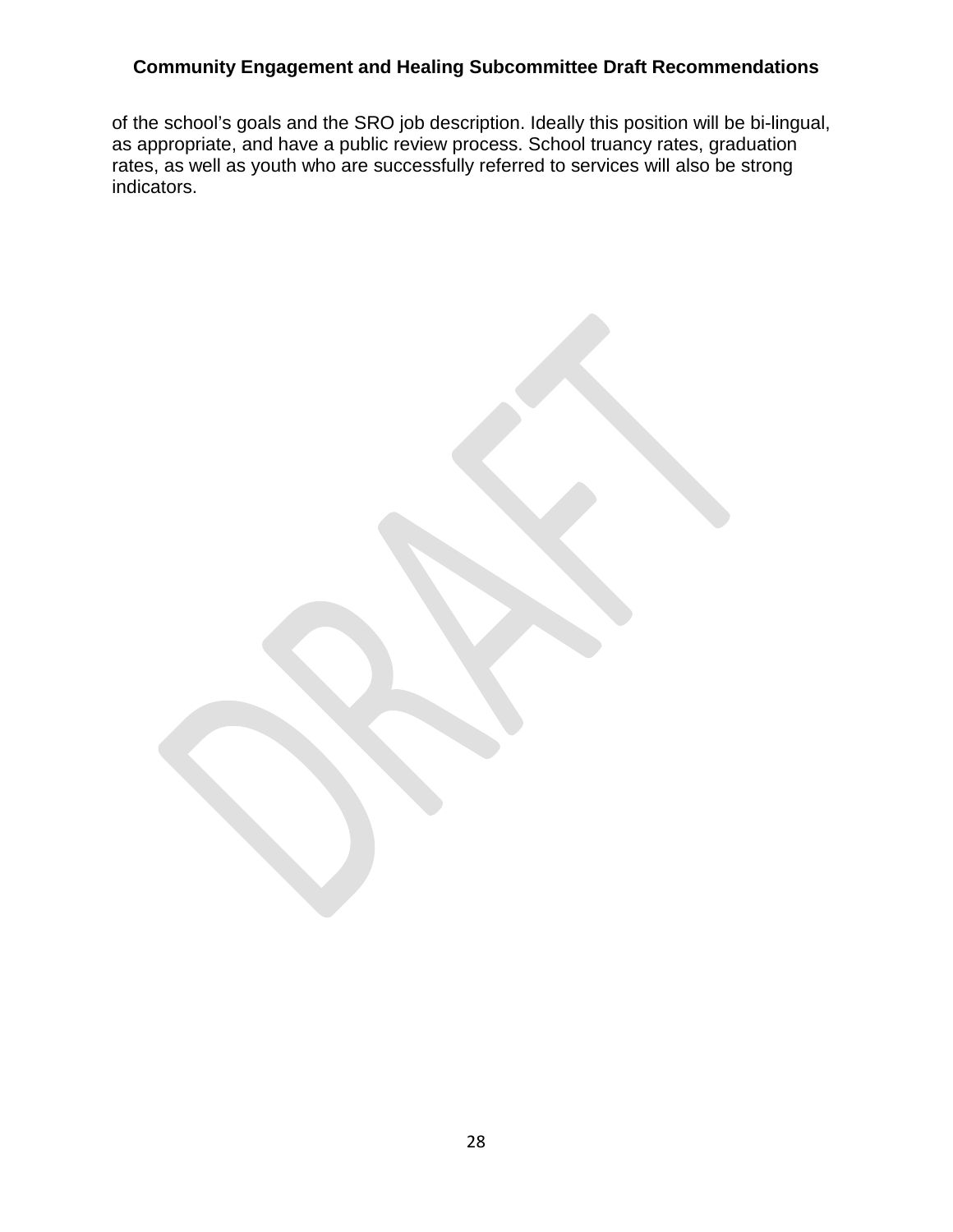of the school's goals and the SRO job description. Ideally this position will be bi-lingual, as appropriate, and have a public review process. School truancy rates, graduation rates, as well as youth who are successfully referred to services will also be strong indicators.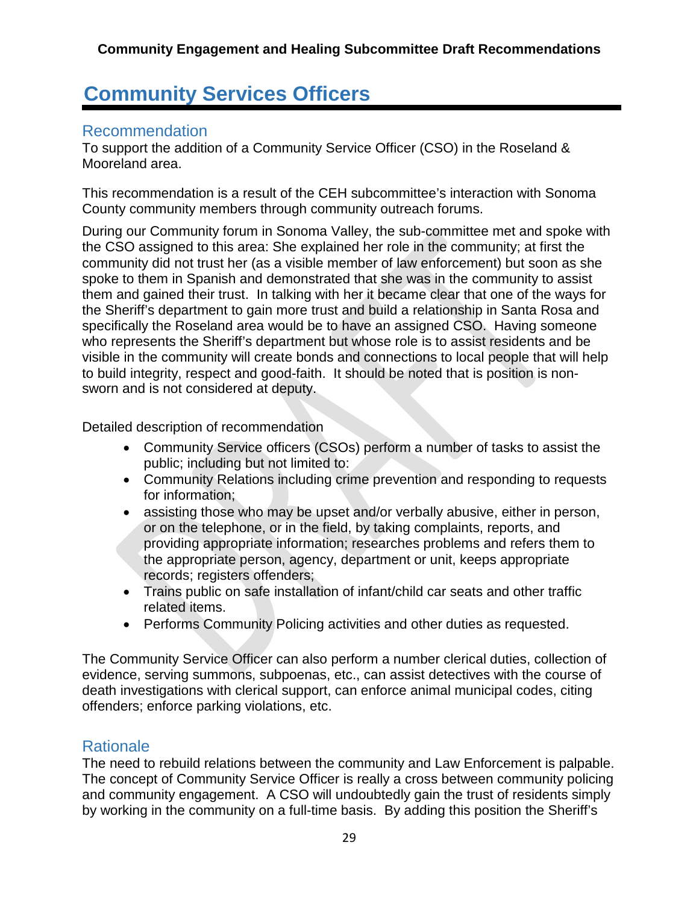# Community Services Officers

## Recommendation

To support the addition of a Community Service Officer (CSO) in the Roseland & Mooreland area.

This recommendation is a result of the CEH subcommittee's interaction with Sonoma County community members through community outreach forums.

During our Community forum in Sonoma Valley, the sub-committee met and spoke with the CSO assigned to this area: She explained her role in the community; at first the community did not trust her (as a visible member of law enforcement) but soon as she spoke to them in Spanish and demonstrated that she was in the community to assist them and gained their trust. In talking with her it became clear that one of the ways for the Sheriff's department to gain more trust and build a relationship in Santa Rosa and specifically the Roseland area would be to have an assigned CSO. Having someone who represents the Sheriff's department but whose role is to assist residents and be visible in the community will create bonds and connections to local people that will help to build integrity, respect and good-faith. It should be noted that is position is non-sworn and is not considered at deputy.

Detailed description of recommendation

- Community Service officers (CSOs) perform a number of tasks to assist the public; including but not limited to:
- Community Relations including crime prevention and responding to requests for information;
- assisting those who may be upset and/or verbally abusive, either in person, or on the telephone, or in the field, by taking complaints, reports, and providing appropriate information; researches problems and refers them to the appropriate person, agency, department or unit, keeps appropriate records; registers offenders;
- Trains public on safe installation of infant/child car seats and other traffic related items.
- Performs Community Policing activities and other duties as requested.

The Community Service Officer can also perform a number clerical duties, collection of evidence, serving summons, subpoenas, etc., can assist detectives with the course of death investigations with clerical support, can enforce animal municipal codes, citing offenders; enforce parking violations, etc.

## Rationale

The need to rebuild relations between the community and Law Enforcement is palpable. The concept of Community Service Officer is really a cross between community policing and community engagement. A CSO will undoubtedly gain the trust of residents simply by working in the community on a full-time basis. By adding this position the Sheriff's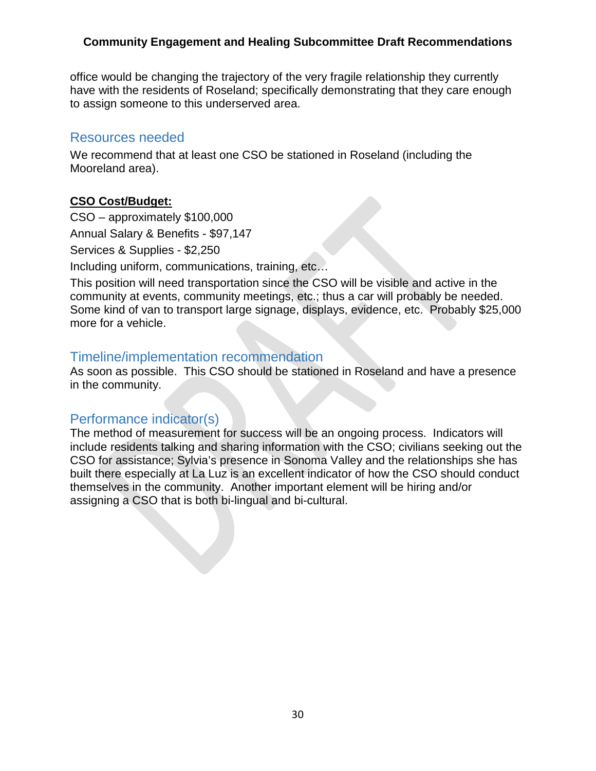office would be changing the trajectory of the very fragile relationship they currently have with the residents of Roseland; specifically demonstrating that they care enough to assign someone to this underserved area.

## Resources needed

We recommend that at least one CSO be stationed in Roseland (including the Mooreland area).

**CSO Cost/Budget:**

CSO – approximately $100,000

Annual Salary & Benefits - $97,147

Services & Supplies - $2,250

Including uniform, communications, training, etc…

This position will need transportation since the CSO will be visible and active in the community at events, community meetings, etc.; thus a car will probably be needed. Some kind of van to transport large signage, displays, evidence, etc. Probably $25,000 more for a vehicle.

## Timeline/implementation recommendation

As soon as possible. This CSO should be stationed in Roseland and have a presence in the community.

## Performance indicator(s)

The method of measurement for success will be an ongoing process. Indicators will include residents talking and sharing information with the CSO; civilians seeking out the CSO for assistance; Sylvia's presence in Sonoma Valley and the relationships she has built there especially at La Luz is an excellent indicator of how the CSO should conduct themselves in the community. Another important element will be hiring and/or assigning a CSO that is both bi-lingual and bi-cultural.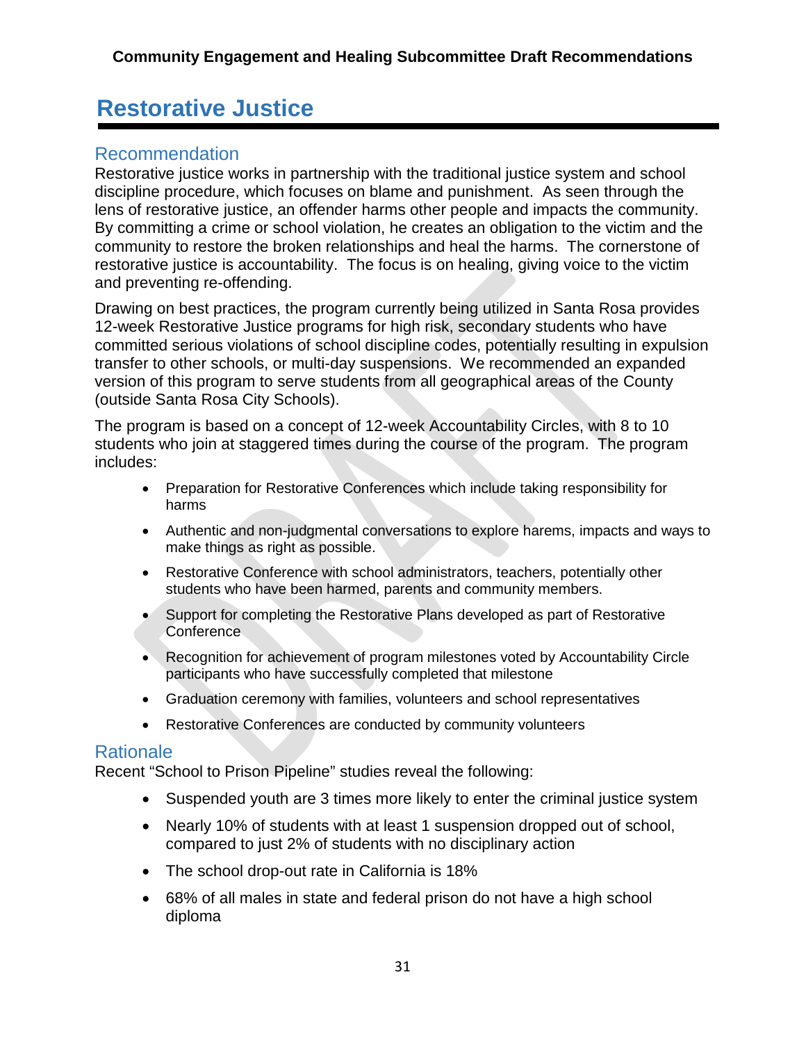# Restorative Justice

## Recommendation

Restorative justice works in partnership with the traditional justice system and school discipline procedure, which focuses on blame and punishment. As seen through the lens of restorative justice, an offender harms other people and impacts the community. By committing a crime or school violation, he creates an obligation to the victim and the community to restore the broken relationships and heal the harms. The cornerstone of restorative justice is accountability. The focus is on healing, giving voice to the victim and preventing re-offending.

Drawing on best practices, the program currently being utilized in Santa Rosa provides 12-week Restorative Justice programs for high risk, secondary students who have committed serious violations of school discipline codes, potentially resulting in expulsion transfer to other schools, or multi-day suspensions. We recommended an expanded version of this program to serve students from all geographical areas of the County (outside Santa Rosa City Schools).

The program is based on a concept of 12-week Accountability Circles, with 8 to 10 students who join at staggered times during the course of the program. The program includes:

- Preparation for Restorative Conferences which include taking responsibility for harms
- Authentic and non-judgmental conversations to explore harems, impacts and ways to make things as right as possible.
- Restorative Conference with school administrators, teachers, potentially other students who have been harmed, parents and community members.
- Support for completing the Restorative Plans developed as part of Restorative Conference
- Recognition for achievement of program milestones voted by Accountability Circle participants who have successfully completed that milestone
- Graduation ceremony with families, volunteers and school representatives
- Restorative Conferences are conducted by community volunteers

## Rationale

Recent "School to Prison Pipeline" studies reveal the following:

- Suspended youth are 3 times more likely to enter the criminal justice system
- Nearly 10% of students with at least 1 suspension dropped out of school, compared to just 2% of students with no disciplinary action
- The school drop-out rate in California is 18%
- 68% of all males in state and federal prison do not have a high school diploma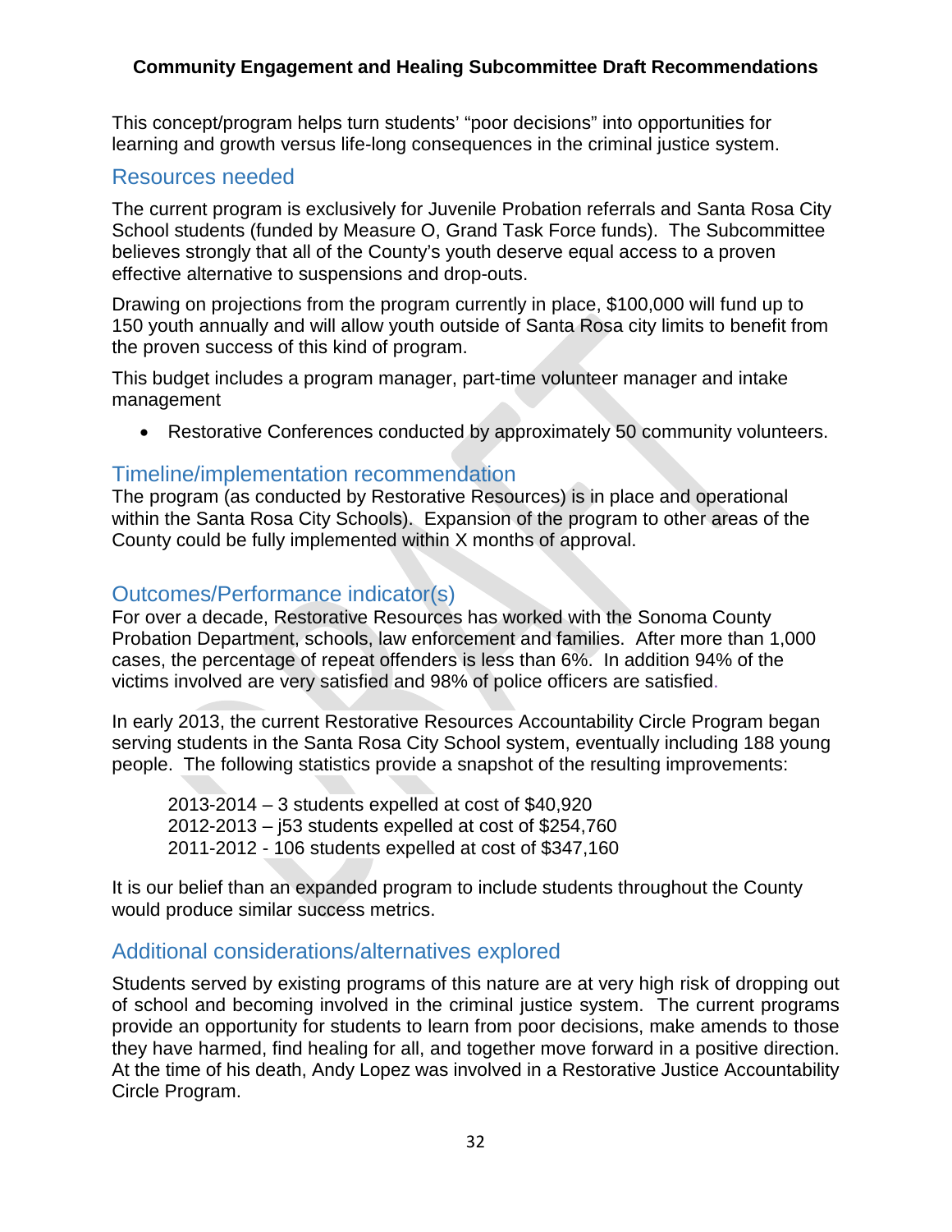This concept/program helps turn students' "poor decisions" into opportunities for learning and growth versus life-long consequences in the criminal justice system.

## Resources needed

The current program is exclusively for Juvenile Probation referrals and Santa Rosa City School students (funded by Measure O, Grand Task Force funds). The Subcommittee believes strongly that all of the County's youth deserve equal access to a proven effective alternative to suspensions and drop-outs.

Drawing on projections from the program currently in place, $100,000 will fund up to 150 youth annually and will allow youth outside of Santa Rosa city limits to benefit from the proven success of this kind of program.

This budget includes a program manager, part-time volunteer manager and intake management

- Restorative Conferences conducted by approximately 50 community volunteers.

## Timeline/implementation recommendation

The program (as conducted by Restorative Resources) is in place and operational within the Santa Rosa City Schools). Expansion of the program to other areas of the County could be fully implemented within X months of approval.

## Outcomes/Performance indicator(s)

For over a decade, Restorative Resources has worked with the Sonoma County Probation Department, schools, law enforcement and families. After more than 1,000 cases, the percentage of repeat offenders is less than 6%. In addition 94% of the victims involved are very satisfied and 98% of police officers are satisfied.

In early 2013, the current Restorative Resources Accountability Circle Program began serving students in the Santa Rosa City School system, eventually including 188 young people. The following statistics provide a snapshot of the resulting improvements:

2013-2014 – 3 students expelled at cost of $40,920
2012-2013 – j53 students expelled at cost of $254,760
2011-2012 - 106 students expelled at cost of $347,160

It is our belief than an expanded program to include students throughout the County would produce similar success metrics.

## Additional considerations/alternatives explored

Students served by existing programs of this nature are at very high risk of dropping out of school and becoming involved in the criminal justice system. The current programs provide an opportunity for students to learn from poor decisions, make amends to those they have harmed, find healing for all, and together move forward in a positive direction. At the time of his death, Andy Lopez was involved in a Restorative Justice Accountability Circle Program.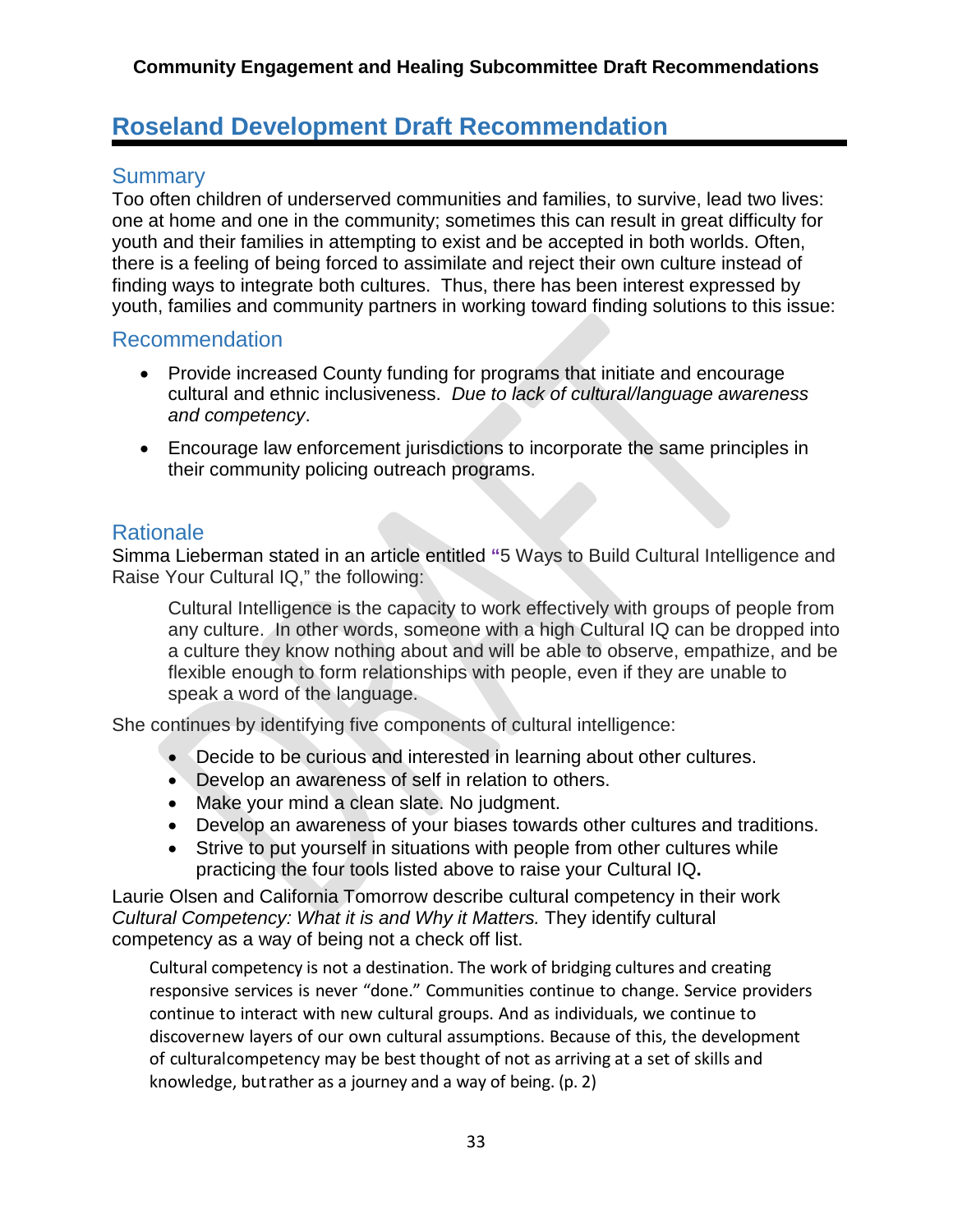# Roseland Development Draft Recommendation

## Summary

Too often children of underserved communities and families, to survive, lead two lives: one at home and one in the community; sometimes this can result in great difficulty for youth and their families in attempting to exist and be accepted in both worlds. Often, there is a feeling of being forced to assimilate and reject their own culture instead of finding ways to integrate both cultures. Thus, there has been interest expressed by youth, families and community partners in working toward finding solutions to this issue:

## Recommendation

- Provide increased County funding for programs that initiate and encourage cultural and ethnic inclusiveness. *Due to lack of cultural/language awareness and competency*.
- Encourage law enforcement jurisdictions to incorporate the same principles in their community policing outreach programs.

## Rationale

Simma Lieberman stated in an article entitled "5 Ways to Build Cultural Intelligence and Raise Your Cultural IQ," the following:

> Cultural Intelligence is the capacity to work effectively with groups of people from any culture. In other words, someone with a high Cultural IQ can be dropped into a culture they know nothing about and will be able to observe, empathize, and be flexible enough to form relationships with people, even if they are unable to speak a word of the language.

She continues by identifying five components of cultural intelligence:

- Decide to be curious and interested in learning about other cultures.
- Develop an awareness of self in relation to others.
- Make your mind a clean slate. No judgment.
- Develop an awareness of your biases towards other cultures and traditions.
- Strive to put yourself in situations with people from other cultures while practicing the four tools listed above to raise your Cultural IQ**.**

Laurie Olsen and California Tomorrow describe cultural competency in their work *Cultural Competency: What it is and Why it Matters.* They identify cultural competency as a way of being not a check off list.

> Cultural competency is not a destination. The work of bridging cultures and creating responsive services is never "done." Communities continue to change. Service providers continue to interact with new cultural groups. And as individuals, we continue to discovernew layers of our own cultural assumptions. Because of this, the development of culturalcompetency may be best thought of not as arriving at a set of skills and knowledge, butrather as a journey and a way of being. (p. 2)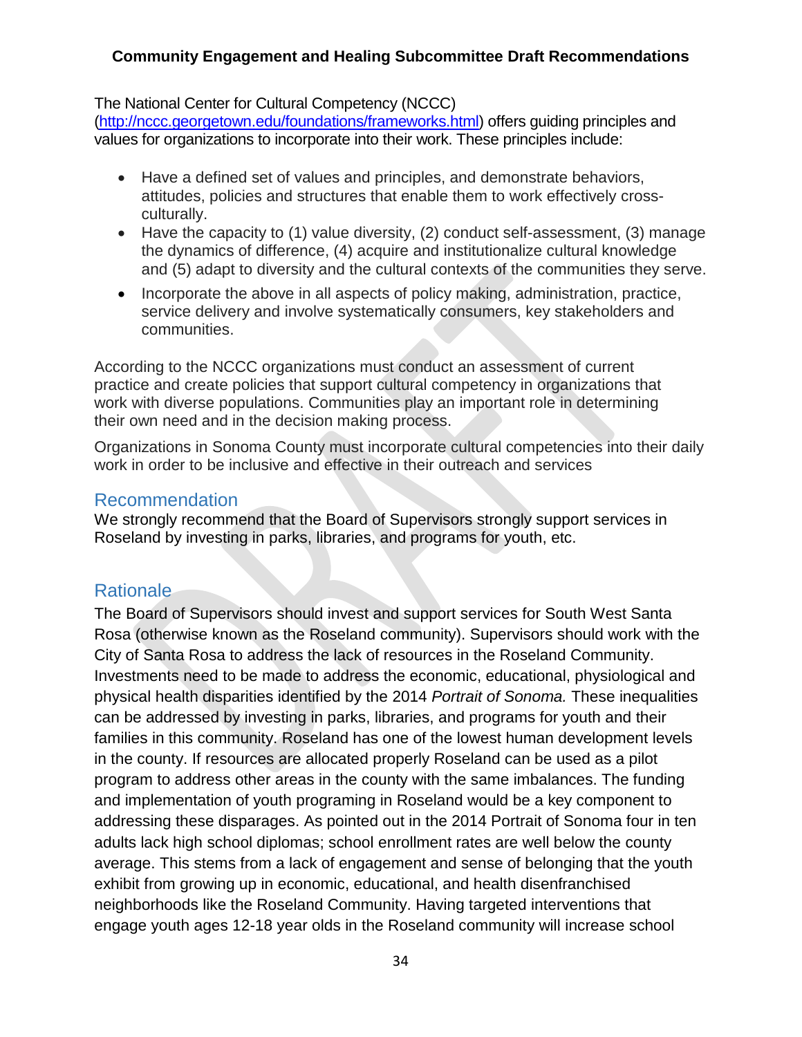The National Center for Cultural Competency (NCCC) ([http://nccc.georgetown.edu/foundations/frameworks.html](http://nccc.georgetown.edu/foundations/frameworks.html)) offers guiding principles and values for organizations to incorporate into their work. These principles include:

- Have a defined set of values and principles, and demonstrate behaviors, attitudes, policies and structures that enable them to work effectively cross-culturally.
- Have the capacity to (1) value diversity, (2) conduct self-assessment, (3) manage the dynamics of difference, (4) acquire and institutionalize cultural knowledge and (5) adapt to diversity and the cultural contexts of the communities they serve.
- Incorporate the above in all aspects of policy making, administration, practice, service delivery and involve systematically consumers, key stakeholders and communities.

According to the NCCC organizations must conduct an assessment of current practice and create policies that support cultural competency in organizations that work with diverse populations. Communities play an important role in determining their own need and in the decision making process.

Organizations in Sonoma County must incorporate cultural competencies into their daily work in order to be inclusive and effective in their outreach and services

## Recommendation

We strongly recommend that the Board of Supervisors strongly support services in Roseland by investing in parks, libraries, and programs for youth, etc.

## Rationale

The Board of Supervisors should invest and support services for South West Santa Rosa (otherwise known as the Roseland community). Supervisors should work with the City of Santa Rosa to address the lack of resources in the Roseland Community. Investments need to be made to address the economic, educational, physiological and physical health disparities identified by the 2014 *Portrait of Sonoma.* These inequalities can be addressed by investing in parks, libraries, and programs for youth and their families in this community. Roseland has one of the lowest human development levels in the county. If resources are allocated properly Roseland can be used as a pilot program to address other areas in the county with the same imbalances. The funding and implementation of youth programing in Roseland would be a key component to addressing these disparages. As pointed out in the 2014 Portrait of Sonoma four in ten adults lack high school diplomas; school enrollment rates are well below the county average. This stems from a lack of engagement and sense of belonging that the youth exhibit from growing up in economic, educational, and health disenfranchised neighborhoods like the Roseland Community. Having targeted interventions that engage youth ages 12-18 year olds in the Roseland community will increase school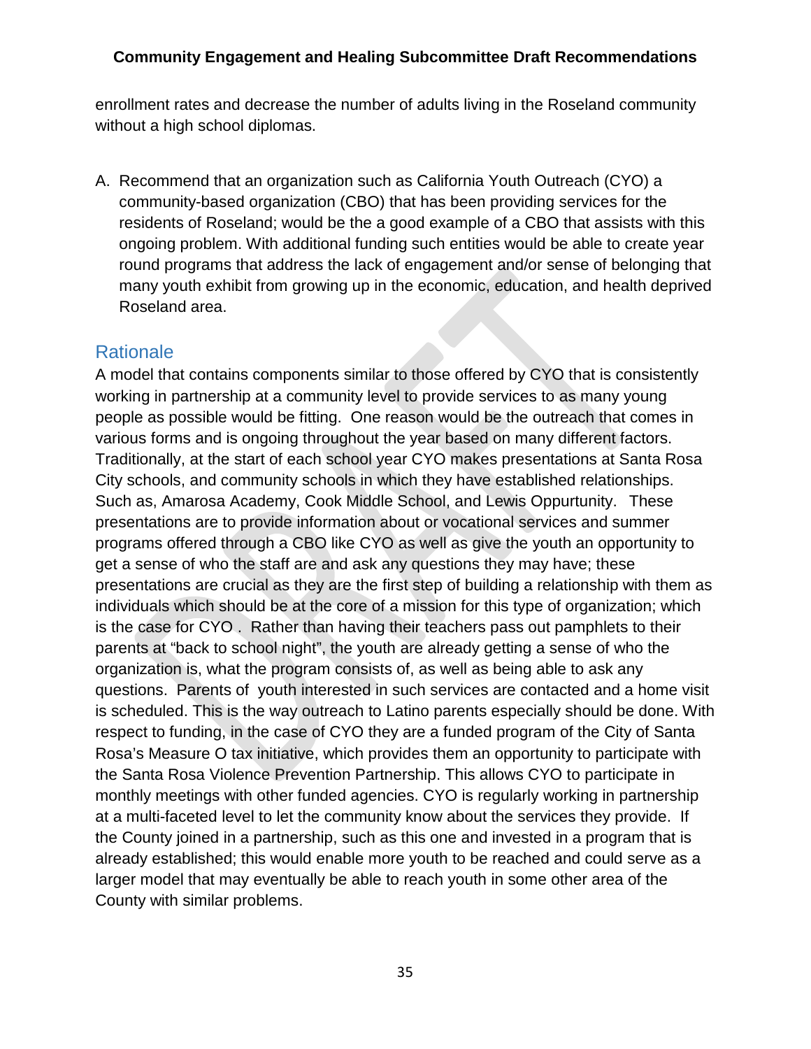enrollment rates and decrease the number of adults living in the Roseland community without a high school diplomas.

A. Recommend that an organization such as California Youth Outreach (CYO) a community-based organization (CBO) that has been providing services for the residents of Roseland; would be the a good example of a CBO that assists with this ongoing problem. With additional funding such entities would be able to create year round programs that address the lack of engagement and/or sense of belonging that many youth exhibit from growing up in the economic, education, and health deprived Roseland area.

## Rationale

A model that contains components similar to those offered by CYO that is consistently working in partnership at a community level to provide services to as many young people as possible would be fitting. One reason would be the outreach that comes in various forms and is ongoing throughout the year based on many different factors. Traditionally, at the start of each school year CYO makes presentations at Santa Rosa City schools, and community schools in which they have established relationships. Such as, Amarosa Academy, Cook Middle School, and Lewis Oppurtunity. These presentations are to provide information about or vocational services and summer programs offered through a CBO like CYO as well as give the youth an opportunity to get a sense of who the staff are and ask any questions they may have; these presentations are crucial as they are the first step of building a relationship with them as individuals which should be at the core of a mission for this type of organization; which is the case for CYO . Rather than having their teachers pass out pamphlets to their parents at "back to school night", the youth are already getting a sense of who the organization is, what the program consists of, as well as being able to ask any questions. Parents of youth interested in such services are contacted and a home visit is scheduled. This is the way outreach to Latino parents especially should be done. With respect to funding, in the case of CYO they are a funded program of the City of Santa Rosa's Measure O tax initiative, which provides them an opportunity to participate with the Santa Rosa Violence Prevention Partnership. This allows CYO to participate in monthly meetings with other funded agencies. CYO is regularly working in partnership at a multi-faceted level to let the community know about the services they provide. If the County joined in a partnership, such as this one and invested in a program that is already established; this would enable more youth to be reached and could serve as a larger model that may eventually be able to reach youth in some other area of the County with similar problems.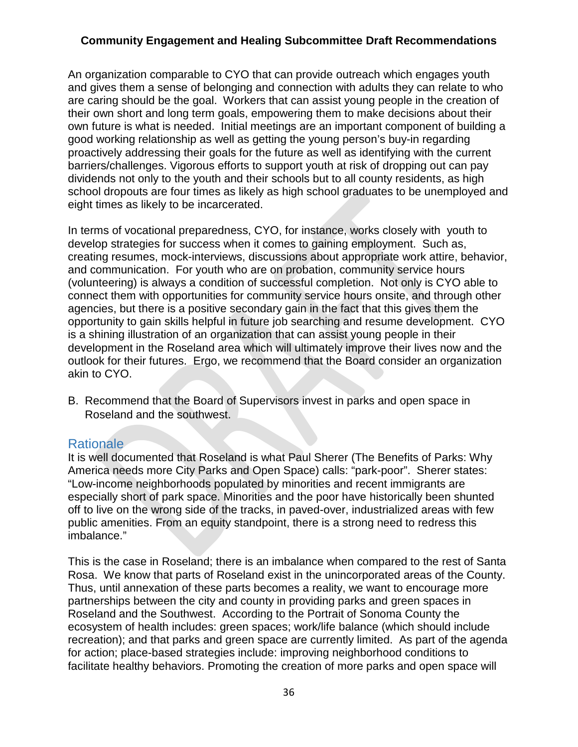An organization comparable to CYO that can provide outreach which engages youth and gives them a sense of belonging and connection with adults they can relate to who are caring should be the goal. Workers that can assist young people in the creation of their own short and long term goals, empowering them to make decisions about their own future is what is needed. Initial meetings are an important component of building a good working relationship as well as getting the young person's buy-in regarding proactively addressing their goals for the future as well as identifying with the current barriers/challenges. Vigorous efforts to support youth at risk of dropping out can pay dividends not only to the youth and their schools but to all county residents, as high school dropouts are four times as likely as high school graduates to be unemployed and eight times as likely to be incarcerated.

In terms of vocational preparedness, CYO, for instance, works closely with youth to develop strategies for success when it comes to gaining employment. Such as, creating resumes, mock-interviews, discussions about appropriate work attire, behavior, and communication. For youth who are on probation, community service hours (volunteering) is always a condition of successful completion. Not only is CYO able to connect them with opportunities for community service hours onsite, and through other agencies, but there is a positive secondary gain in the fact that this gives them the opportunity to gain skills helpful in future job searching and resume development. CYO is a shining illustration of an organization that can assist young people in their development in the Roseland area which will ultimately improve their lives now and the outlook for their futures. Ergo, we recommend that the Board consider an organization akin to CYO.

B. Recommend that the Board of Supervisors invest in parks and open space in Roseland and the southwest.

## Rationale

It is well documented that Roseland is what Paul Sherer (The Benefits of Parks: Why America needs more City Parks and Open Space) calls: "park-poor". Sherer states: "Low-income neighborhoods populated by minorities and recent immigrants are especially short of park space. Minorities and the poor have historically been shunted off to live on the wrong side of the tracks, in paved-over, industrialized areas with few public amenities. From an equity standpoint, there is a strong need to redress this imbalance."

This is the case in Roseland; there is an imbalance when compared to the rest of Santa Rosa. We know that parts of Roseland exist in the unincorporated areas of the County. Thus, until annexation of these parts becomes a reality, we want to encourage more partnerships between the city and county in providing parks and green spaces in Roseland and the Southwest. According to the Portrait of Sonoma County the ecosystem of health includes: green spaces; work/life balance (which should include recreation); and that parks and green space are currently limited. As part of the agenda for action; place-based strategies include: improving neighborhood conditions to facilitate healthy behaviors. Promoting the creation of more parks and open space will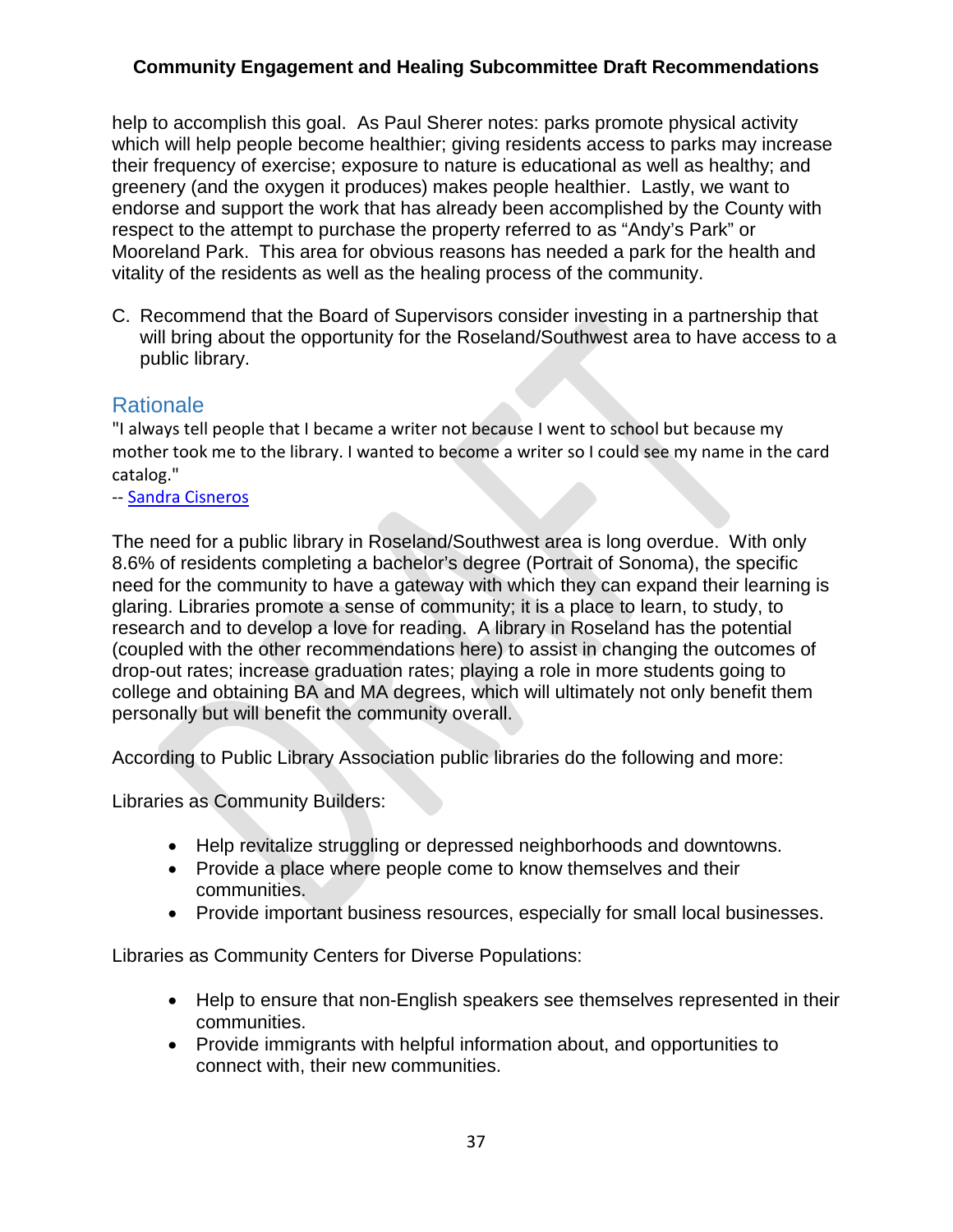help to accomplish this goal. As Paul Sherer notes: parks promote physical activity which will help people become healthier; giving residents access to parks may increase their frequency of exercise; exposure to nature is educational as well as healthy; and greenery (and the oxygen it produces) makes people healthier. Lastly, we want to endorse and support the work that has already been accomplished by the County with respect to the attempt to purchase the property referred to as "Andy's Park" or Mooreland Park. This area for obvious reasons has needed a park for the health and vitality of the residents as well as the healing process of the community.

C. Recommend that the Board of Supervisors consider investing in a partnership that will bring about the opportunity for the Roseland/Southwest area to have access to a public library.

## Rationale

"I always tell people that I became a writer not because I went to school but because my mother took me to the library. I wanted to become a writer so I could see my name in the card catalog."
-- Sandra Cisneros

The need for a public library in Roseland/Southwest area is long overdue. With only 8.6% of residents completing a bachelor's degree (Portrait of Sonoma), the specific need for the community to have a gateway with which they can expand their learning is glaring. Libraries promote a sense of community; it is a place to learn, to study, to research and to develop a love for reading. A library in Roseland has the potential (coupled with the other recommendations here) to assist in changing the outcomes of drop-out rates; increase graduation rates; playing a role in more students going to college and obtaining BA and MA degrees, which will ultimately not only benefit them personally but will benefit the community overall.

According to Public Library Association public libraries do the following and more:

Libraries as Community Builders:

- Help revitalize struggling or depressed neighborhoods and downtowns.
- Provide a place where people come to know themselves and their communities.
- Provide important business resources, especially for small local businesses.

Libraries as Community Centers for Diverse Populations:

- Help to ensure that non-English speakers see themselves represented in their communities.
- Provide immigrants with helpful information about, and opportunities to connect with, their new communities.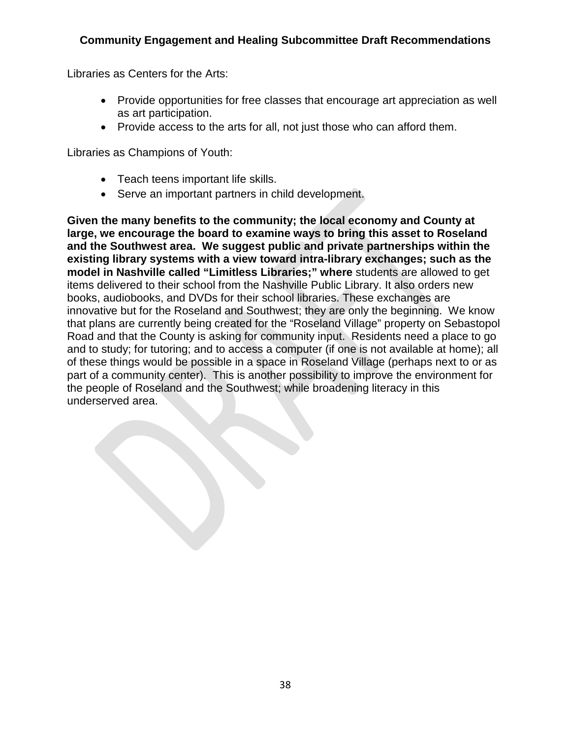Libraries as Centers for the Arts:

- Provide opportunities for free classes that encourage art appreciation as well as art participation.
- Provide access to the arts for all, not just those who can afford them.

Libraries as Champions of Youth:

- Teach teens important life skills.
- Serve an important partners in child development.

**Given the many benefits to the community; the local economy and County at large, we encourage the board to examine ways to bring this asset to Roseland and the Southwest area. We suggest public and private partnerships within the existing library systems with a view toward intra-library exchanges; such as the model in Nashville called "Limitless Libraries;" where** students are allowed to get items delivered to their school from the Nashville Public Library. It also orders new books, audiobooks, and DVDs for their school libraries. These exchanges are innovative but for the Roseland and Southwest; they are only the beginning. We know that plans are currently being created for the "Roseland Village" property on Sebastopol Road and that the County is asking for community input. Residents need a place to go and to study; for tutoring; and to access a computer (if one is not available at home); all of these things would be possible in a space in Roseland Village (perhaps next to or as part of a community center). This is another possibility to improve the environment for the people of Roseland and the Southwest; while broadening literacy in this underserved area.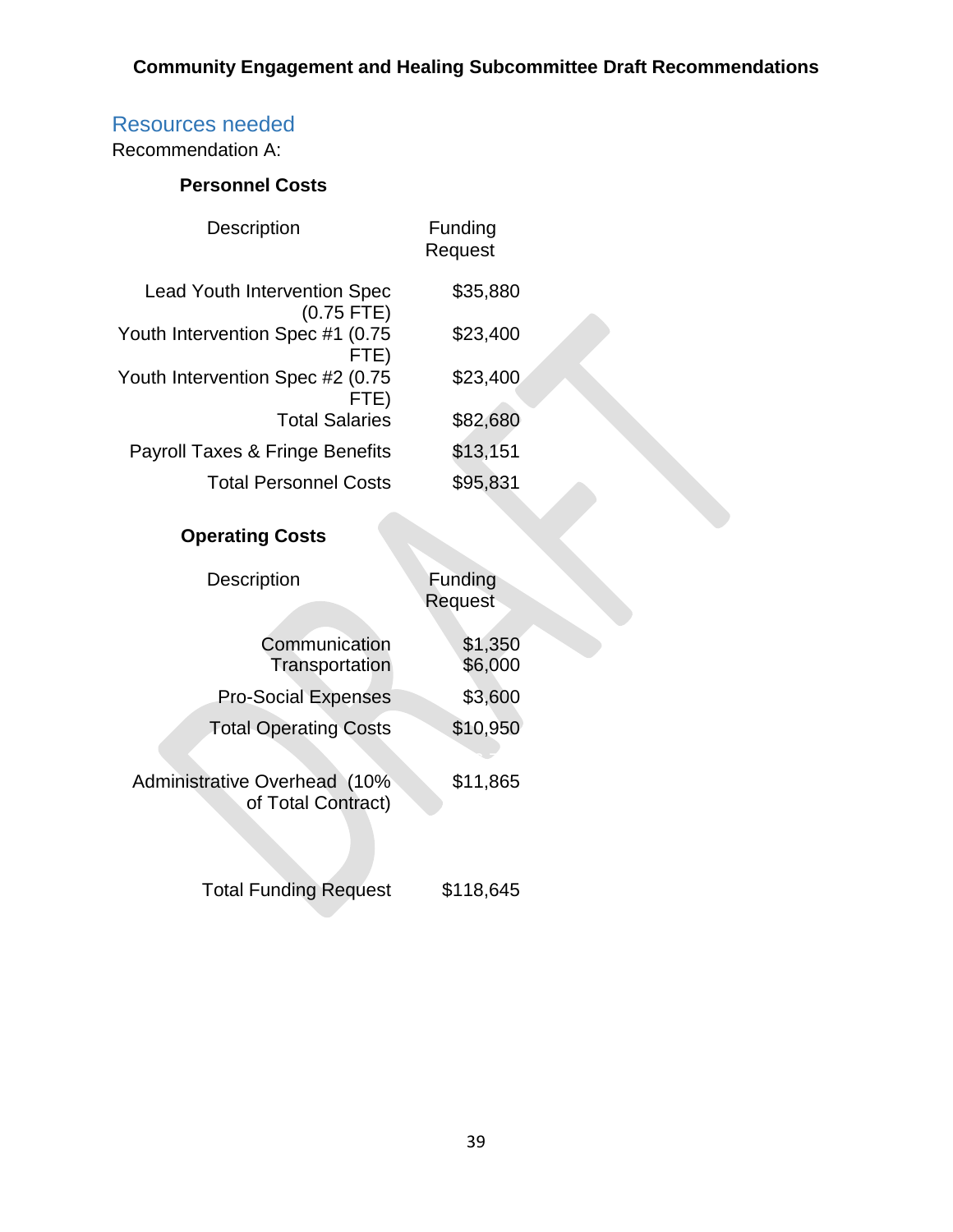## Resources needed

Recommendation A:

**Personnel Costs**

| Description | Funding Request |
|---|---|
| Lead Youth Intervention Spec (0.75 FTE) | $35,880 |
| Youth Intervention Spec #1 (0.75 FTE) | $23,400 |
| Youth Intervention Spec #2 (0.75 FTE) | $23,400 |
| Total Salaries | $82,680 |
| Payroll Taxes & Fringe Benefits | $13,151 |
| Total Personnel Costs | $95,831 |

**Operating Costs**

| Description | Funding Request |
|---|---|
| Communication | $1,350 |
| Transportation | $6,000 |
| Pro-Social Expenses | $3,600 |
| Total Operating Costs | $10,950 |
| Administrative Overhead (10% of Total Contract) | $11,865 |
| Total Funding Request | $118,645 |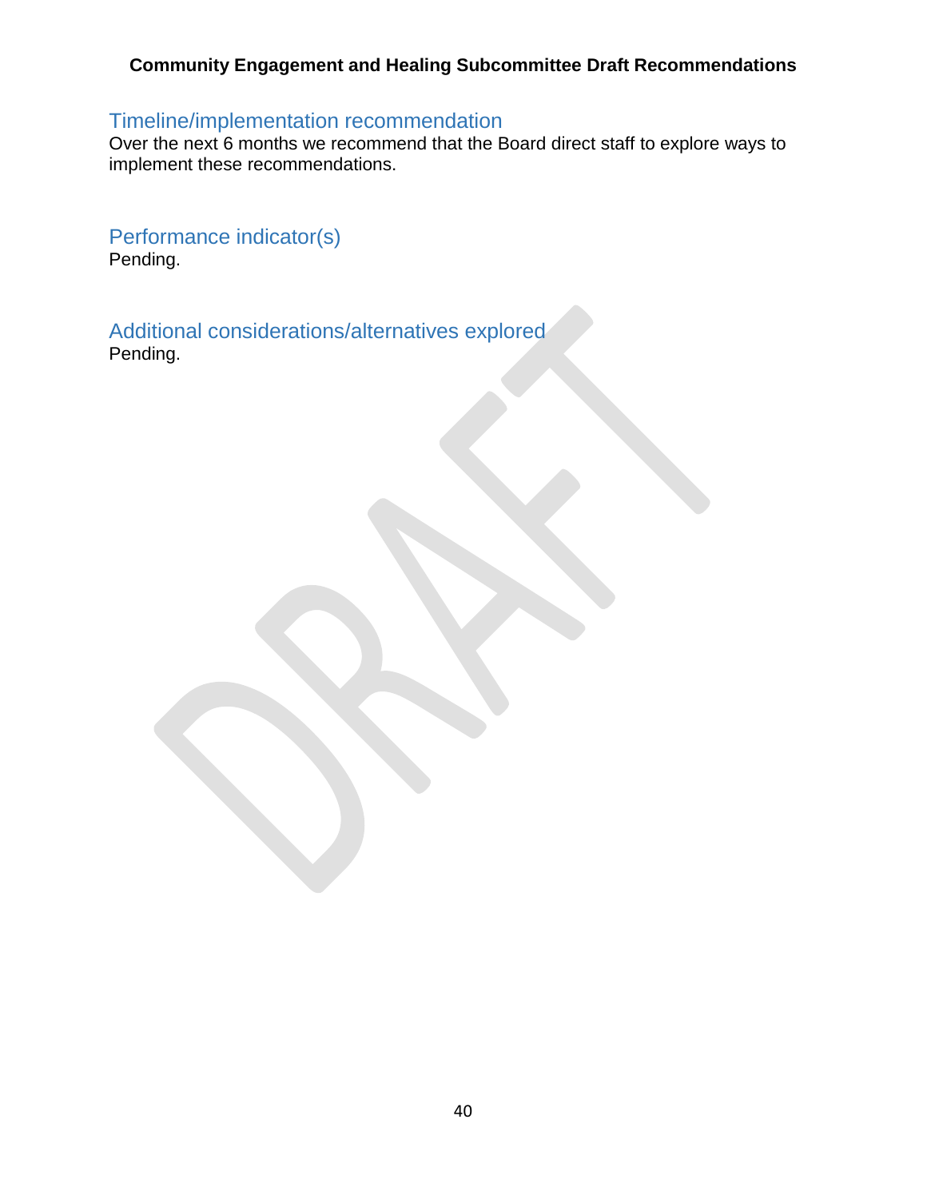## Timeline/implementation recommendation

Over the next 6 months we recommend that the Board direct staff to explore ways to implement these recommendations.

## Performance indicator(s)

Pending.

## Additional considerations/alternatives explored

Pending.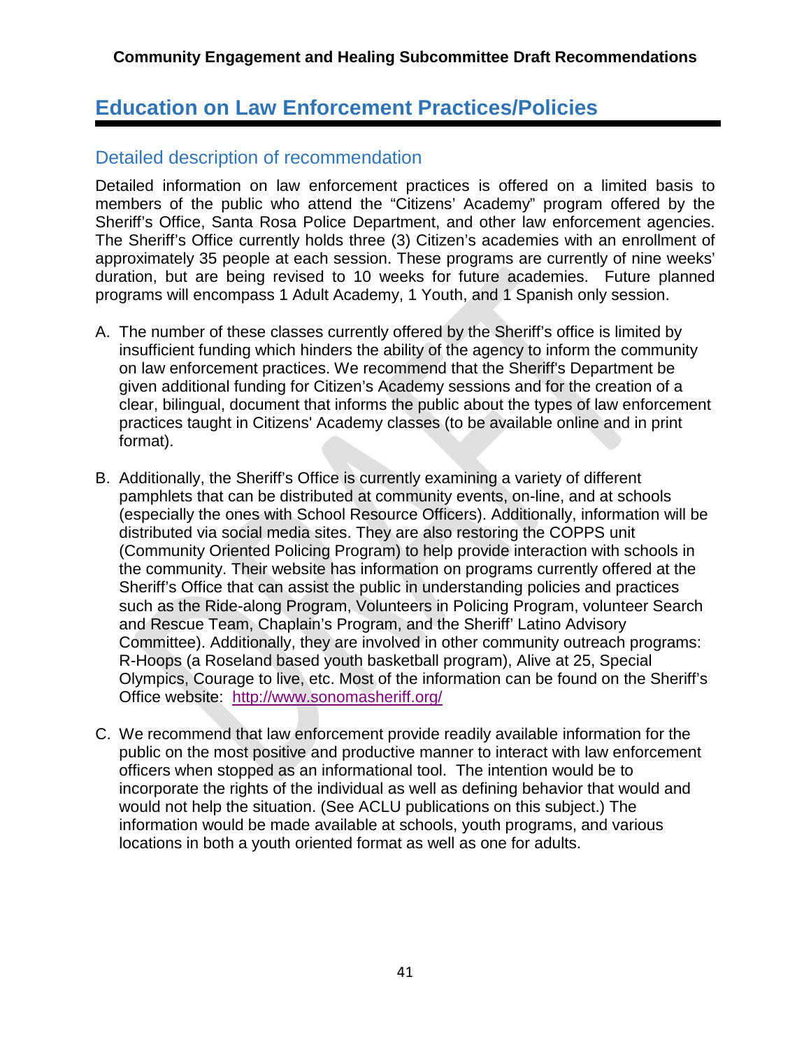# Education on Law Enforcement Practices/Policies

## Detailed description of recommendation

Detailed information on law enforcement practices is offered on a limited basis to members of the public who attend the "Citizens' Academy" program offered by the Sheriff's Office, Santa Rosa Police Department, and other law enforcement agencies. The Sheriff's Office currently holds three (3) Citizen's academies with an enrollment of approximately 35 people at each session. These programs are currently of nine weeks' duration, but are being revised to 10 weeks for future academies. Future planned programs will encompass 1 Adult Academy, 1 Youth, and 1 Spanish only session.

A. The number of these classes currently offered by the Sheriff's office is limited by insufficient funding which hinders the ability of the agency to inform the community on law enforcement practices. We recommend that the Sheriff's Department be given additional funding for Citizen's Academy sessions and for the creation of a clear, bilingual, document that informs the public about the types of law enforcement practices taught in Citizens' Academy classes (to be available online and in print format).

B. Additionally, the Sheriff's Office is currently examining a variety of different pamphlets that can be distributed at community events, on-line, and at schools (especially the ones with School Resource Officers). Additionally, information will be distributed via social media sites. They are also restoring the COPPS unit (Community Oriented Policing Program) to help provide interaction with schools in the community. Their website has information on programs currently offered at the Sheriff's Office that can assist the public in understanding policies and practices such as the Ride-along Program, Volunteers in Policing Program, volunteer Search and Rescue Team, Chaplain's Program, and the Sheriff' Latino Advisory Committee). Additionally, they are involved in other community outreach programs: R-Hoops (a Roseland based youth basketball program), Alive at 25, Special Olympics, Courage to live, etc. Most of the information can be found on the Sheriff's Office website: [http://www.sonomasheriff.org/](http://www.sonomasheriff.org/)

C. We recommend that law enforcement provide readily available information for the public on the most positive and productive manner to interact with law enforcement officers when stopped as an informational tool. The intention would be to incorporate the rights of the individual as well as defining behavior that would and would not help the situation. (See ACLU publications on this subject.) The information would be made available at schools, youth programs, and various locations in both a youth oriented format as well as one for adults.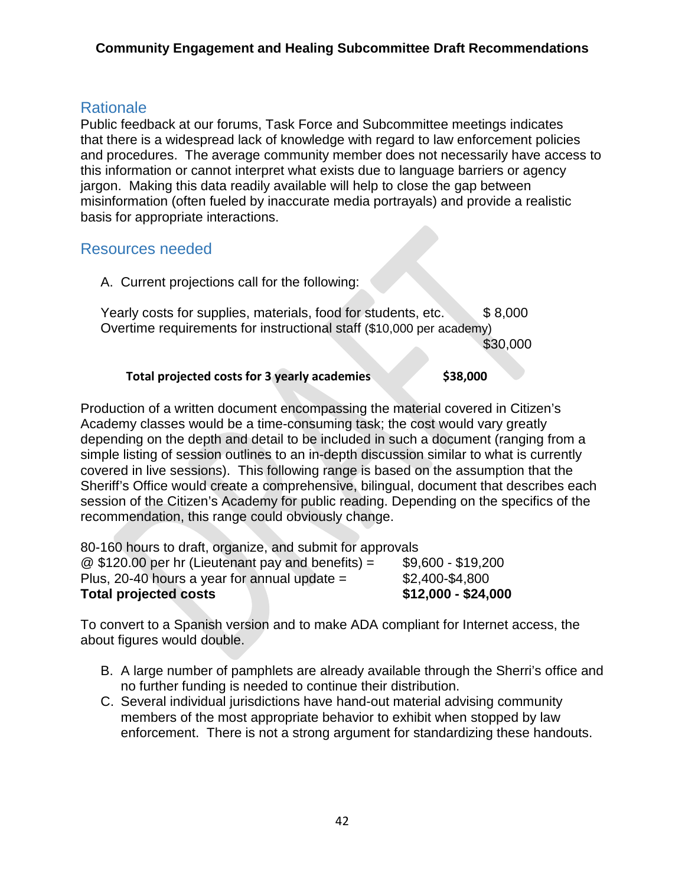## Rationale

Public feedback at our forums, Task Force and Subcommittee meetings indicates that there is a widespread lack of knowledge with regard to law enforcement policies and procedures. The average community member does not necessarily have access to this information or cannot interpret what exists due to language barriers or agency jargon. Making this data readily available will help to close the gap between misinformation (often fueled by inaccurate media portrayals) and provide a realistic basis for appropriate interactions.

## Resources needed

A. Current projections call for the following:

| | |
|---|---|
| Yearly costs for supplies, materials, food for students, etc. | $ 8,000 |
| Overtime requirements for instructional staff ($10,000 per academy) | $30,000 |
| **Total projected costs for 3 yearly academies** | **$38,000** |

Production of a written document encompassing the material covered in Citizen's Academy classes would be a time-consuming task; the cost would vary greatly depending on the depth and detail to be included in such a document (ranging from a simple listing of session outlines to an in-depth discussion similar to what is currently covered in live sessions). This following range is based on the assumption that the Sheriff's Office would create a comprehensive, bilingual, document that describes each session of the Citizen's Academy for public reading. Depending on the specifics of the recommendation, this range could obviously change.

| | |
|---|---|
| 80-160 hours to draft, organize, and submit for approvals @ $120.00 per hr (Lieutenant pay and benefits) = | $9,600 - $19,200 |
| Plus, 20-40 hours a year for annual update = | $2,400-$4,800 |
| **Total projected costs** | **$12,000 - $24,000** |

To convert to a Spanish version and to make ADA compliant for Internet access, the about figures would double.

B. A large number of pamphlets are already available through the Sherri's office and no further funding is needed to continue their distribution.

C. Several individual jurisdictions have hand-out material advising community members of the most appropriate behavior to exhibit when stopped by law enforcement. There is not a strong argument for standardizing these handouts.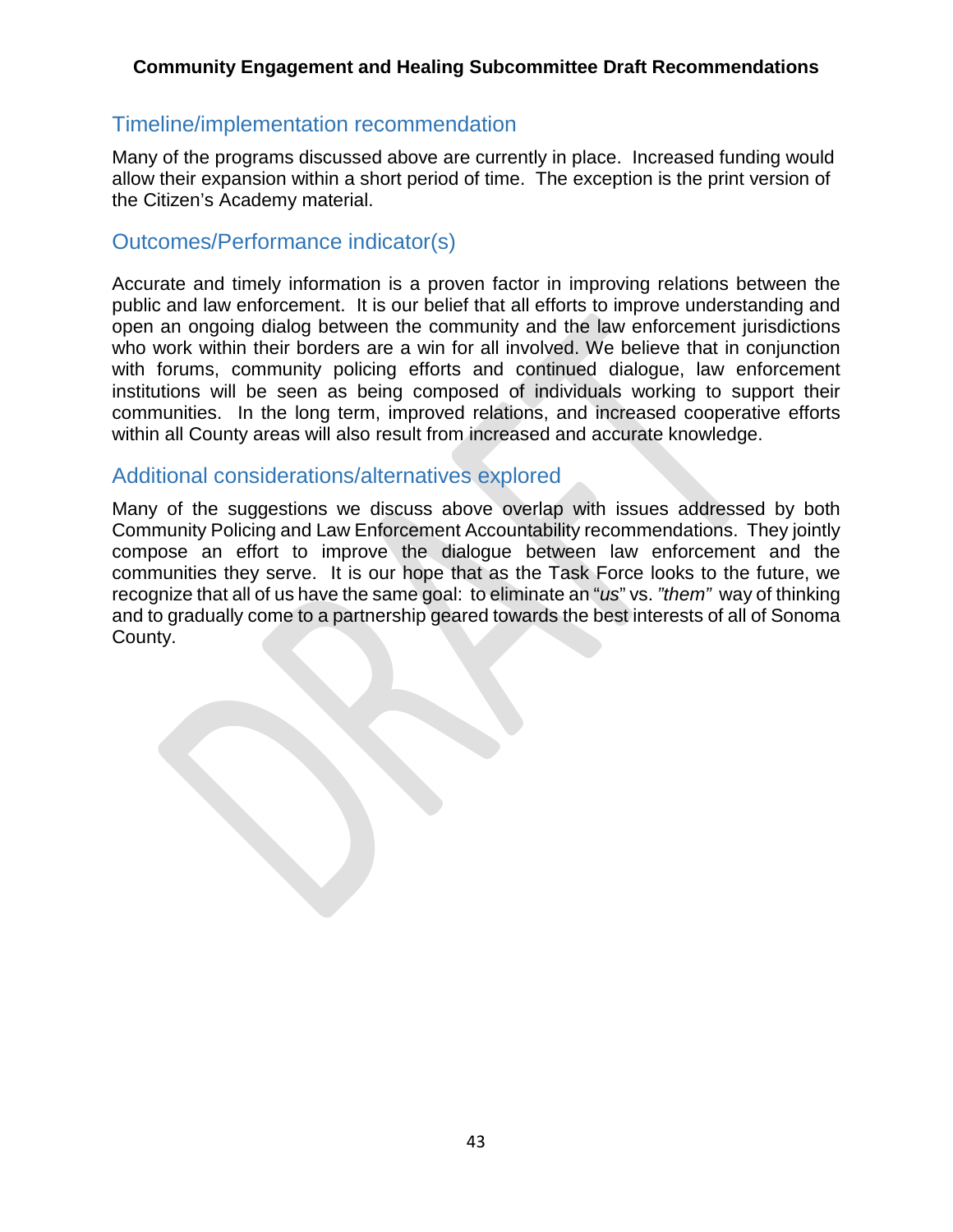## Timeline/implementation recommendation

Many of the programs discussed above are currently in place. Increased funding would allow their expansion within a short period of time. The exception is the print version of the Citizen's Academy material.

## Outcomes/Performance indicator(s)

Accurate and timely information is a proven factor in improving relations between the public and law enforcement. It is our belief that all efforts to improve understanding and open an ongoing dialog between the community and the law enforcement jurisdictions who work within their borders are a win for all involved. We believe that in conjunction with forums, community policing efforts and continued dialogue, law enforcement institutions will be seen as being composed of individuals working to support their communities. In the long term, improved relations, and increased cooperative efforts within all County areas will also result from increased and accurate knowledge.

## Additional considerations/alternatives explored

Many of the suggestions we discuss above overlap with issues addressed by both Community Policing and Law Enforcement Accountability recommendations. They jointly compose an effort to improve the dialogue between law enforcement and the communities they serve. It is our hope that as the Task Force looks to the future, we recognize that all of us have the same goal: to eliminate an "*us*" vs. *"them"* way of thinking and to gradually come to a partnership geared towards the best interests of all of Sonoma County.